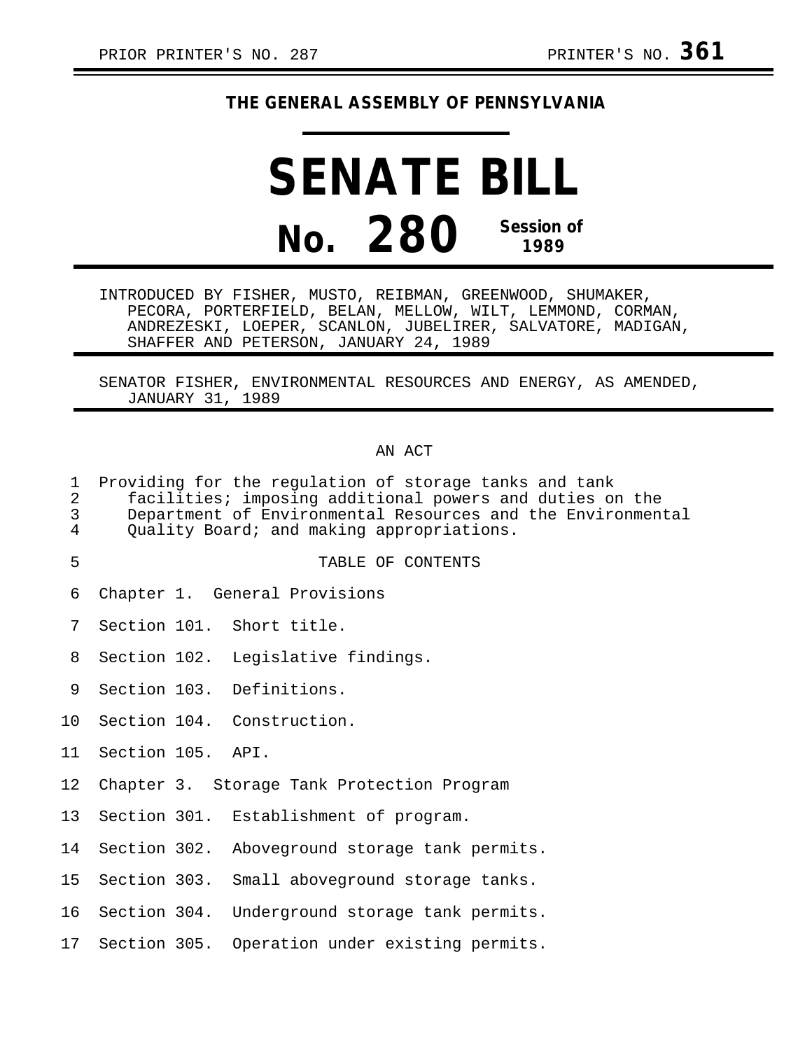PRIOR PRINTER'S NO. 287 PRINTER'S NO. **361**

**THE GENERAL ASSEMBLY OF PENNSYLVANIA**

# SENATE BILL

## No. 280 Session of 1989

INTRODUCED BY FISHER, MUSTO, REIBMAN, GREENWOOD, SHUMAKER, PECORA, PORTERFIELD, BELAN, MELLOW, WILT, LEMMOND, CORMAN, ANDREZESKI, LOEPER, SCANLON, JUBELIRER, SALVATORE, MADIGAN, SHAFFER AND PETERSON, JANUARY 24, 1989

SENATOR FISHER, ENVIRONMENTAL RESOURCES AND ENERGY, AS AMENDED, JANUARY 31, 1989

AN ACT

Providing for the regulation of storage tanks and tank facilities; imposing additional powers and duties on the Department of Environmental Resources and the Environmental Quality Board; and making appropriations.

TABLE OF CONTENTS

Chapter 1. General Provisions

Section 101. Short title.

Section 102. Legislative findings.

Section 103. Definitions.

Section 104. Construction.

Section 105. API.

Chapter 3. Storage Tank Protection Program

Section 301. Establishment of program.

Section 302. Aboveground storage tank permits.

Section 303. Small aboveground storage tanks.

Section 304. Underground storage tank permits.

Section 305. Operation under existing permits.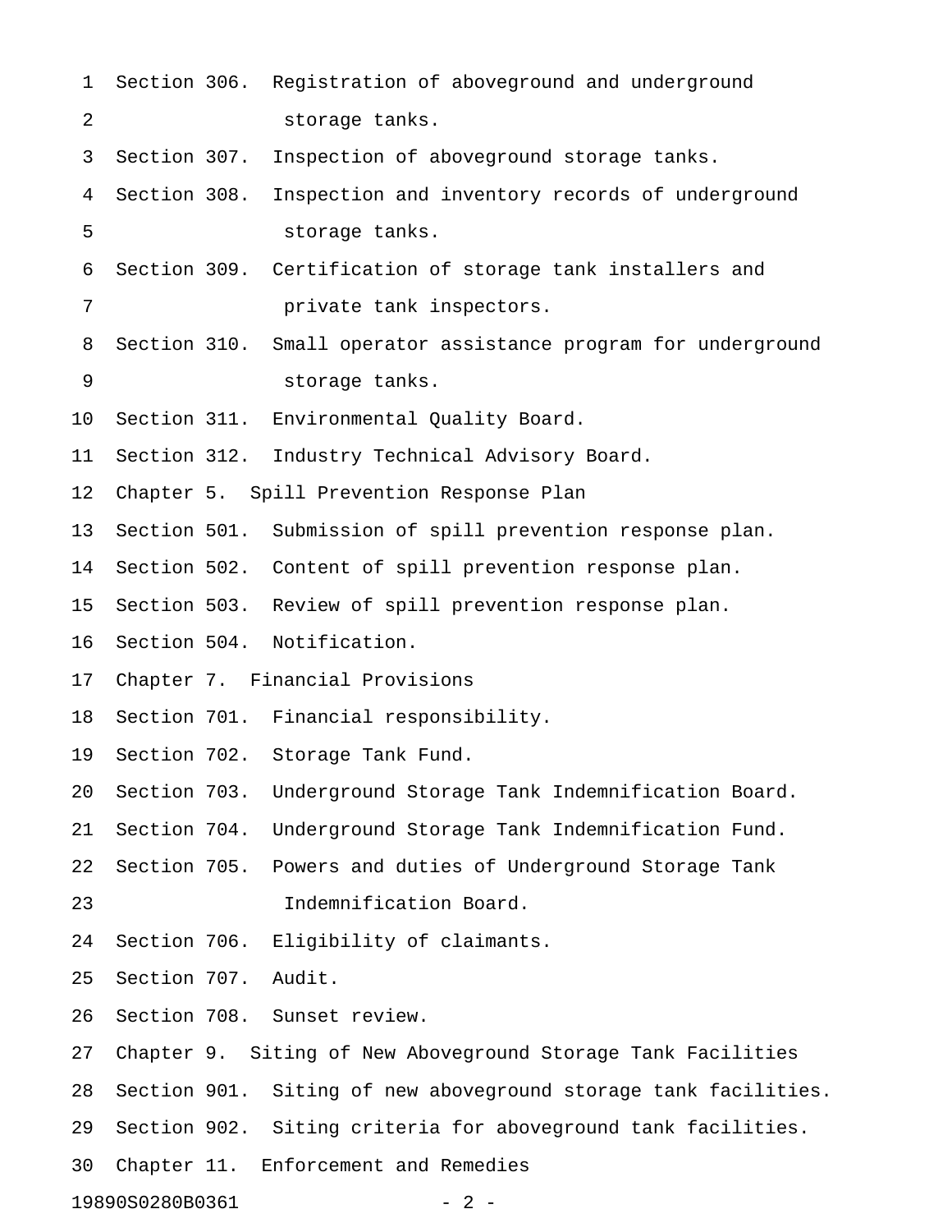Section 306. Registration of aboveground and underground storage tanks.
Section 307. Inspection of aboveground storage tanks.
Section 308. Inspection and inventory records of underground storage tanks.
Section 309. Certification of storage tank installers and private tank inspectors.
Section 310. Small operator assistance program for underground storage tanks.
Section 311. Environmental Quality Board.
Section 312. Industry Technical Advisory Board.

Chapter 5. Spill Prevention Response Plan

Section 501. Submission of spill prevention response plan.
Section 502. Content of spill prevention response plan.
Section 503. Review of spill prevention response plan.
Section 504. Notification.

Chapter 7. Financial Provisions

Section 701. Financial responsibility.
Section 702. Storage Tank Fund.
Section 703. Underground Storage Tank Indemnification Board.
Section 704. Underground Storage Tank Indemnification Fund.
Section 705. Powers and duties of Underground Storage Tank Indemnification Board.
Section 706. Eligibility of claimants.
Section 707. Audit.
Section 708. Sunset review.

Chapter 9. Siting of New Aboveground Storage Tank Facilities

Section 901. Siting of new aboveground storage tank facilities.
Section 902. Siting criteria for aboveground tank facilities.

Chapter 11. Enforcement and Remedies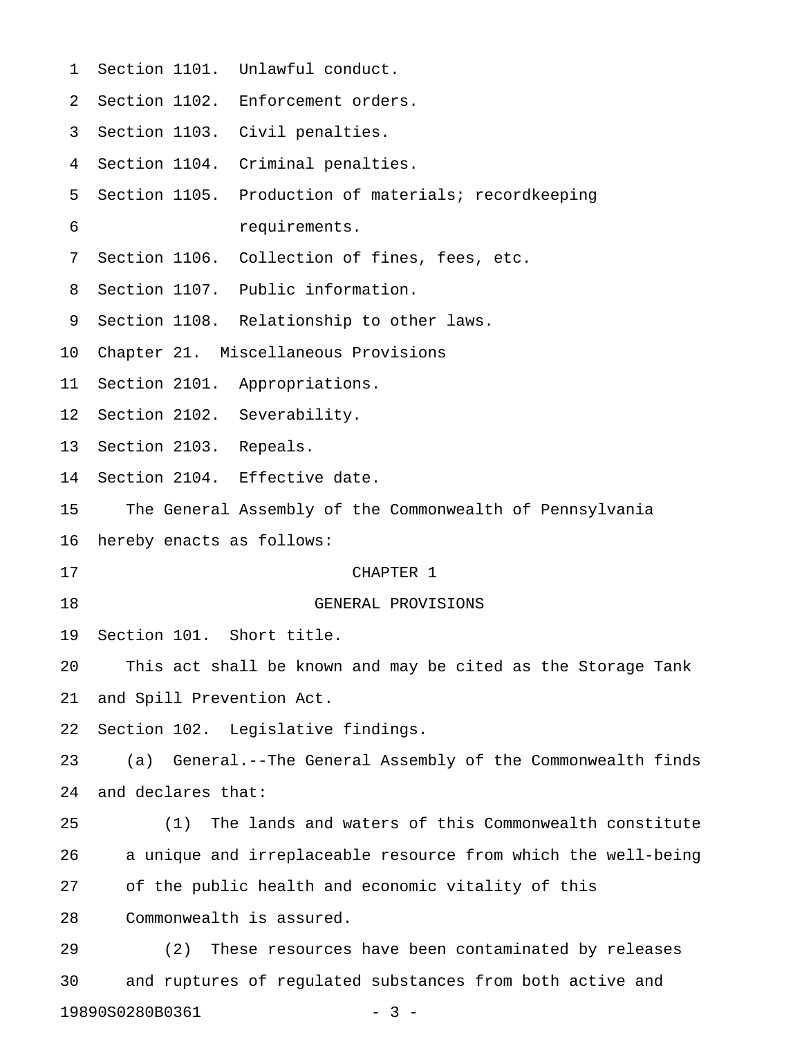Section 1101. Unlawful conduct.
Section 1102. Enforcement orders.
Section 1103. Civil penalties.
Section 1104. Criminal penalties.
Section 1105. Production of materials; recordkeeping requirements.
Section 1106. Collection of fines, fees, etc.
Section 1107. Public information.
Section 1108. Relationship to other laws.
Chapter 21. Miscellaneous Provisions
Section 2101. Appropriations.
Section 2102. Severability.
Section 2103. Repeals.
Section 2104. Effective date.

The General Assembly of the Commonwealth of Pennsylvania hereby enacts as follows:

## CHAPTER 1

## GENERAL PROVISIONS

Section 101. Short title.

This act shall be known and may be cited as the Storage Tank and Spill Prevention Act.

Section 102. Legislative findings.

(a) General.--The General Assembly of the Commonwealth finds and declares that:

(1) The lands and waters of this Commonwealth constitute a unique and irreplaceable resource from which the well-being of the public health and economic vitality of this Commonwealth is assured.

(2) These resources have been contaminated by releases and ruptures of regulated substances from both active and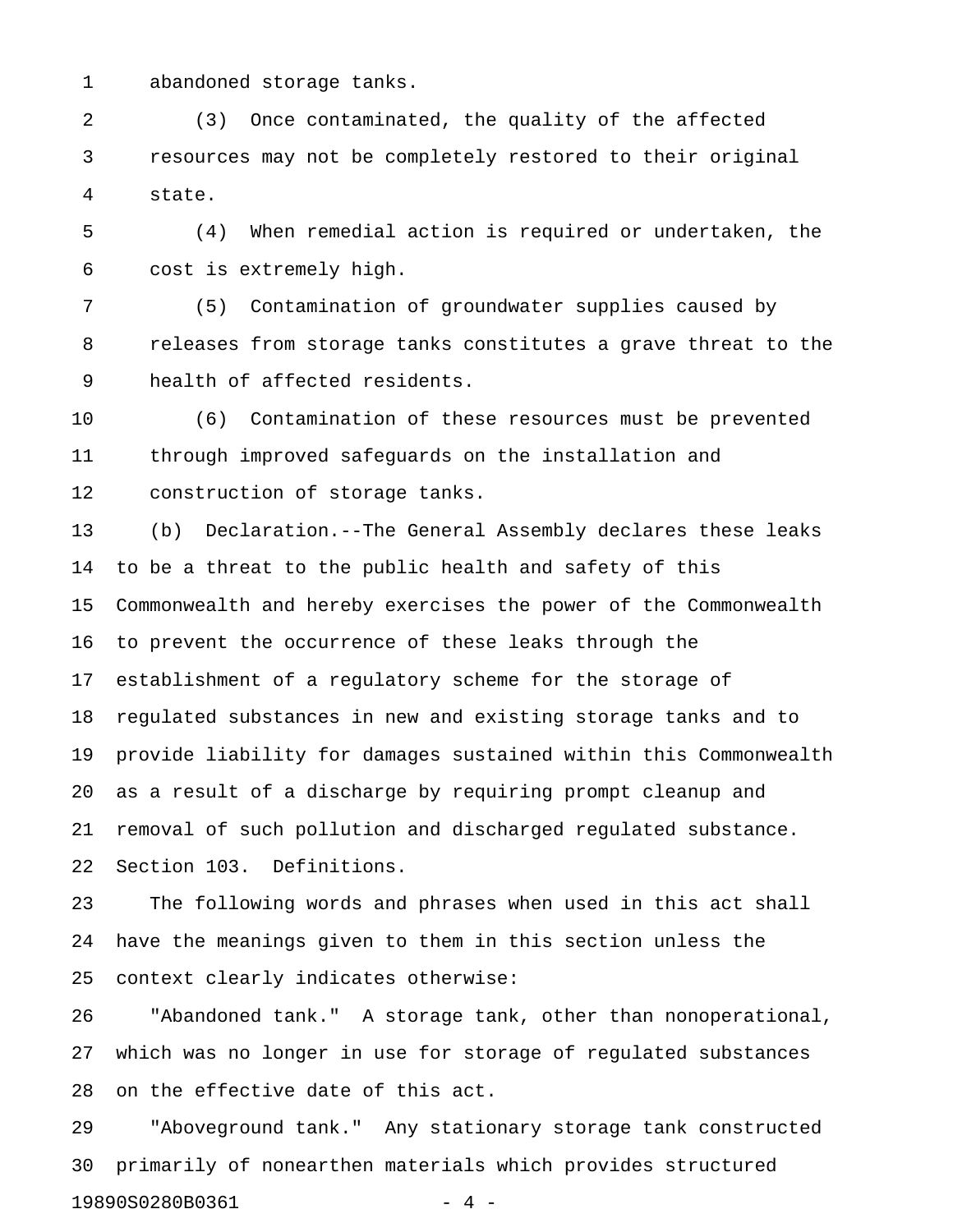abandoned storage tanks.

(3) Once contaminated, the quality of the affected resources may not be completely restored to their original state.

(4) When remedial action is required or undertaken, the cost is extremely high.

(5) Contamination of groundwater supplies caused by releases from storage tanks constitutes a grave threat to the health of affected residents.

(6) Contamination of these resources must be prevented through improved safeguards on the installation and construction of storage tanks.

(b) Declaration.--The General Assembly declares these leaks to be a threat to the public health and safety of this Commonwealth and hereby exercises the power of the Commonwealth to prevent the occurrence of these leaks through the establishment of a regulatory scheme for the storage of regulated substances in new and existing storage tanks and to provide liability for damages sustained within this Commonwealth as a result of a discharge by requiring prompt cleanup and removal of such pollution and discharged regulated substance.

Section 103. Definitions.

The following words and phrases when used in this act shall have the meanings given to them in this section unless the context clearly indicates otherwise:

"Abandoned tank." A storage tank, other than nonoperational, which was no longer in use for storage of regulated substances on the effective date of this act.

"Aboveground tank." Any stationary storage tank constructed primarily of nonearthen materials which provides structured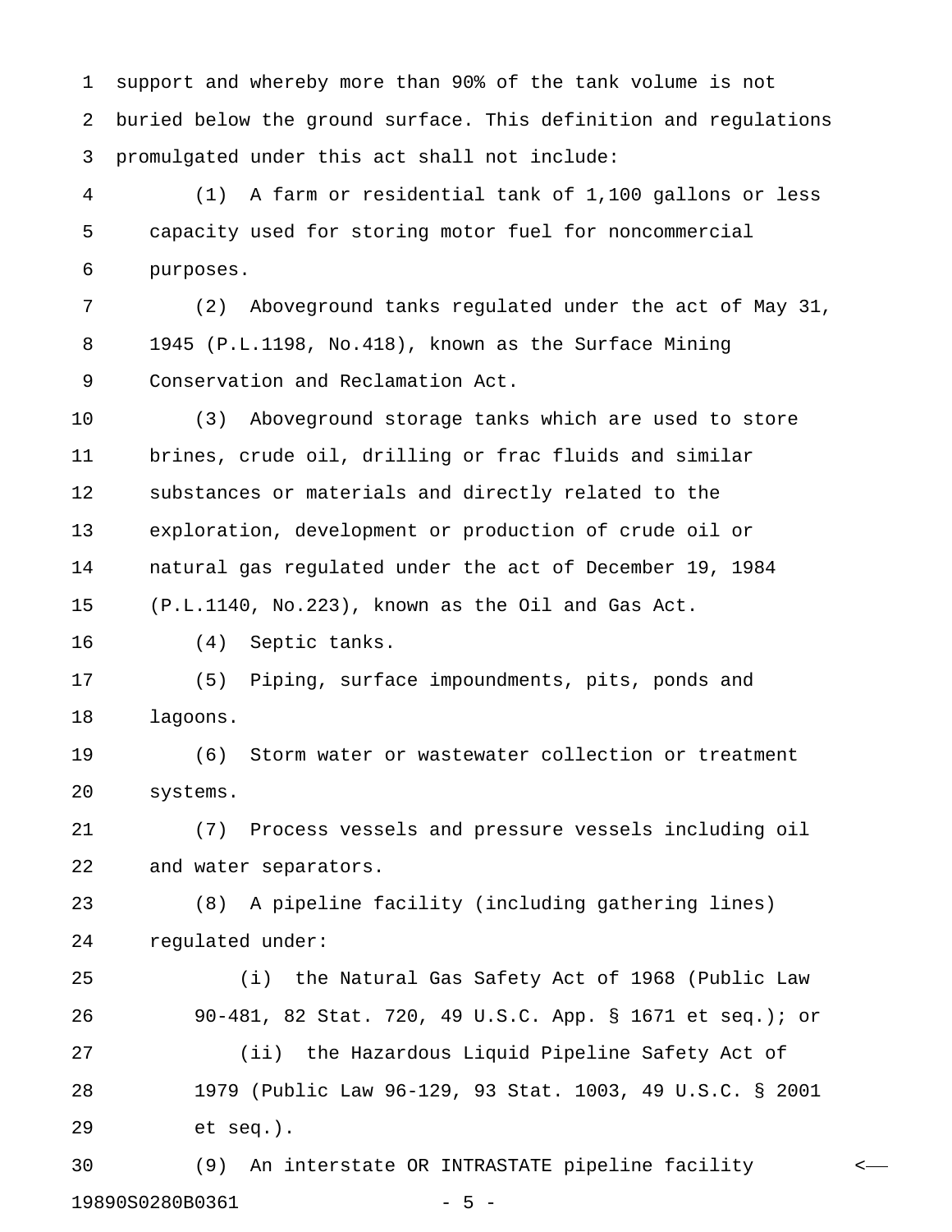support and whereby more than 90% of the tank volume is not buried below the ground surface. This definition and regulations promulgated under this act shall not include:

(1) A farm or residential tank of 1,100 gallons or less capacity used for storing motor fuel for noncommercial purposes.

(2) Aboveground tanks regulated under the act of May 31, 1945 (P.L.1198, No.418), known as the Surface Mining Conservation and Reclamation Act.

(3) Aboveground storage tanks which are used to store brines, crude oil, drilling or frac fluids and similar substances or materials and directly related to the exploration, development or production of crude oil or natural gas regulated under the act of December 19, 1984 (P.L.1140, No.223), known as the Oil and Gas Act.

(4) Septic tanks.

(5) Piping, surface impoundments, pits, ponds and lagoons.

(6) Storm water or wastewater collection or treatment systems.

(7) Process vessels and pressure vessels including oil and water separators.

(8) A pipeline facility (including gathering lines) regulated under:

(i) the Natural Gas Safety Act of 1968 (Public Law 90-481, 82 Stat. 720, 49 U.S.C. App. § 1671 et seq.); or

(ii) the Hazardous Liquid Pipeline Safety Act of 1979 (Public Law 96-129, 93 Stat. 1003, 49 U.S.C. § 2001 et seq.).

(9) An interstate OR INTRASTATE pipeline facility <—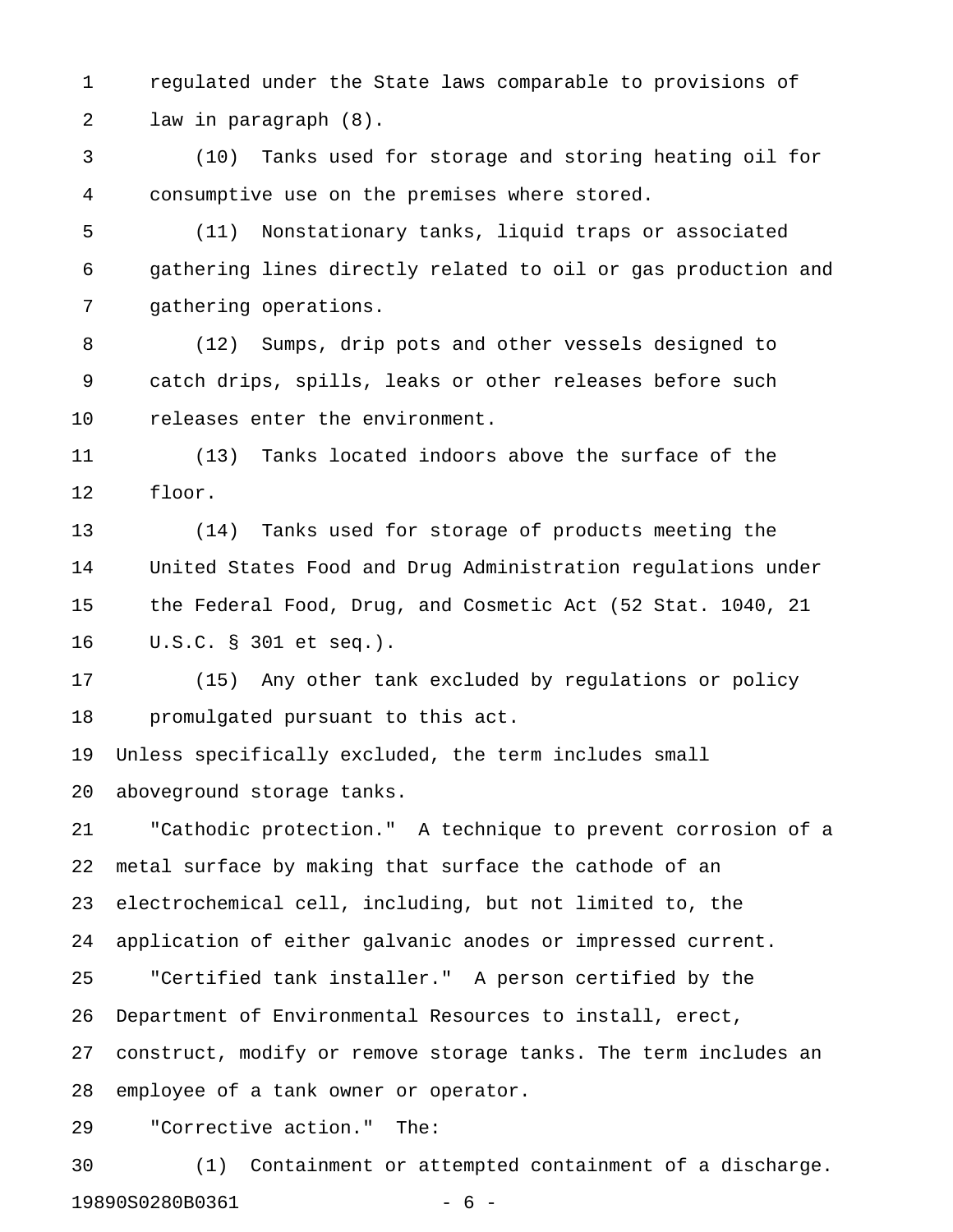regulated under the State laws comparable to provisions of law in paragraph (8).

(10) Tanks used for storage and storing heating oil for consumptive use on the premises where stored.

(11) Nonstationary tanks, liquid traps or associated gathering lines directly related to oil or gas production and gathering operations.

(12) Sumps, drip pots and other vessels designed to catch drips, spills, leaks or other releases before such releases enter the environment.

(13) Tanks located indoors above the surface of the floor.

(14) Tanks used for storage of products meeting the United States Food and Drug Administration regulations under the Federal Food, Drug, and Cosmetic Act (52 Stat. 1040, 21 U.S.C. § 301 et seq.).

(15) Any other tank excluded by regulations or policy promulgated pursuant to this act.

Unless specifically excluded, the term includes small aboveground storage tanks.

"Cathodic protection." A technique to prevent corrosion of a metal surface by making that surface the cathode of an electrochemical cell, including, but not limited to, the application of either galvanic anodes or impressed current.

"Certified tank installer." A person certified by the Department of Environmental Resources to install, erect, construct, modify or remove storage tanks. The term includes an employee of a tank owner or operator.

"Corrective action." The:

(1) Containment or attempted containment of a discharge.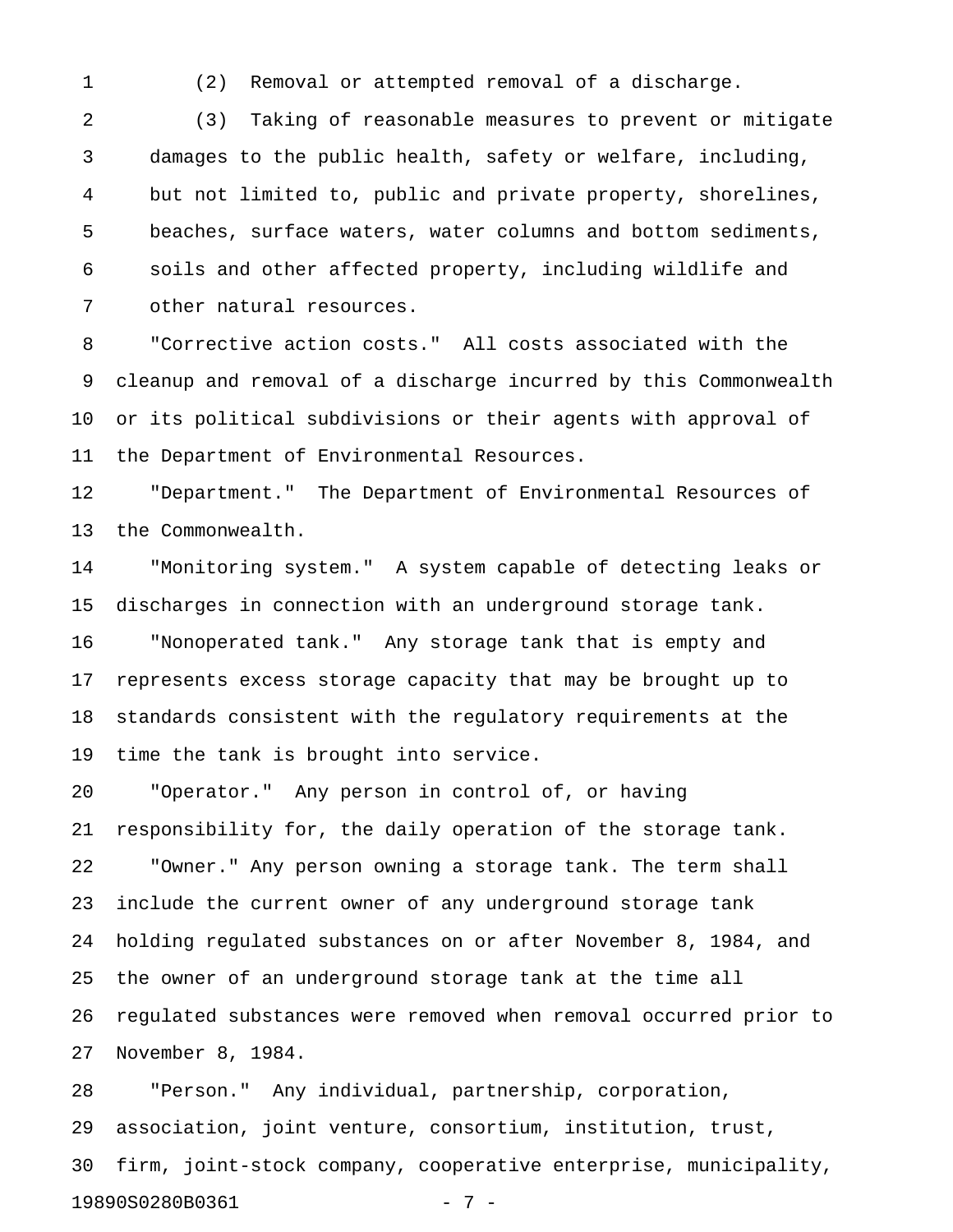(2) Removal or attempted removal of a discharge.

(3) Taking of reasonable measures to prevent or mitigate damages to the public health, safety or welfare, including, but not limited to, public and private property, shorelines, beaches, surface waters, water columns and bottom sediments, soils and other affected property, including wildlife and other natural resources.

"Corrective action costs." All costs associated with the cleanup and removal of a discharge incurred by this Commonwealth or its political subdivisions or their agents with approval of the Department of Environmental Resources.

"Department." The Department of Environmental Resources of the Commonwealth.

"Monitoring system." A system capable of detecting leaks or discharges in connection with an underground storage tank.

"Nonoperated tank." Any storage tank that is empty and represents excess storage capacity that may be brought up to standards consistent with the regulatory requirements at the time the tank is brought into service.

"Operator." Any person in control of, or having responsibility for, the daily operation of the storage tank.

"Owner." Any person owning a storage tank. The term shall include the current owner of any underground storage tank holding regulated substances on or after November 8, 1984, and the owner of an underground storage tank at the time all regulated substances were removed when removal occurred prior to November 8, 1984.

"Person." Any individual, partnership, corporation, association, joint venture, consortium, institution, trust, firm, joint-stock company, cooperative enterprise, municipality,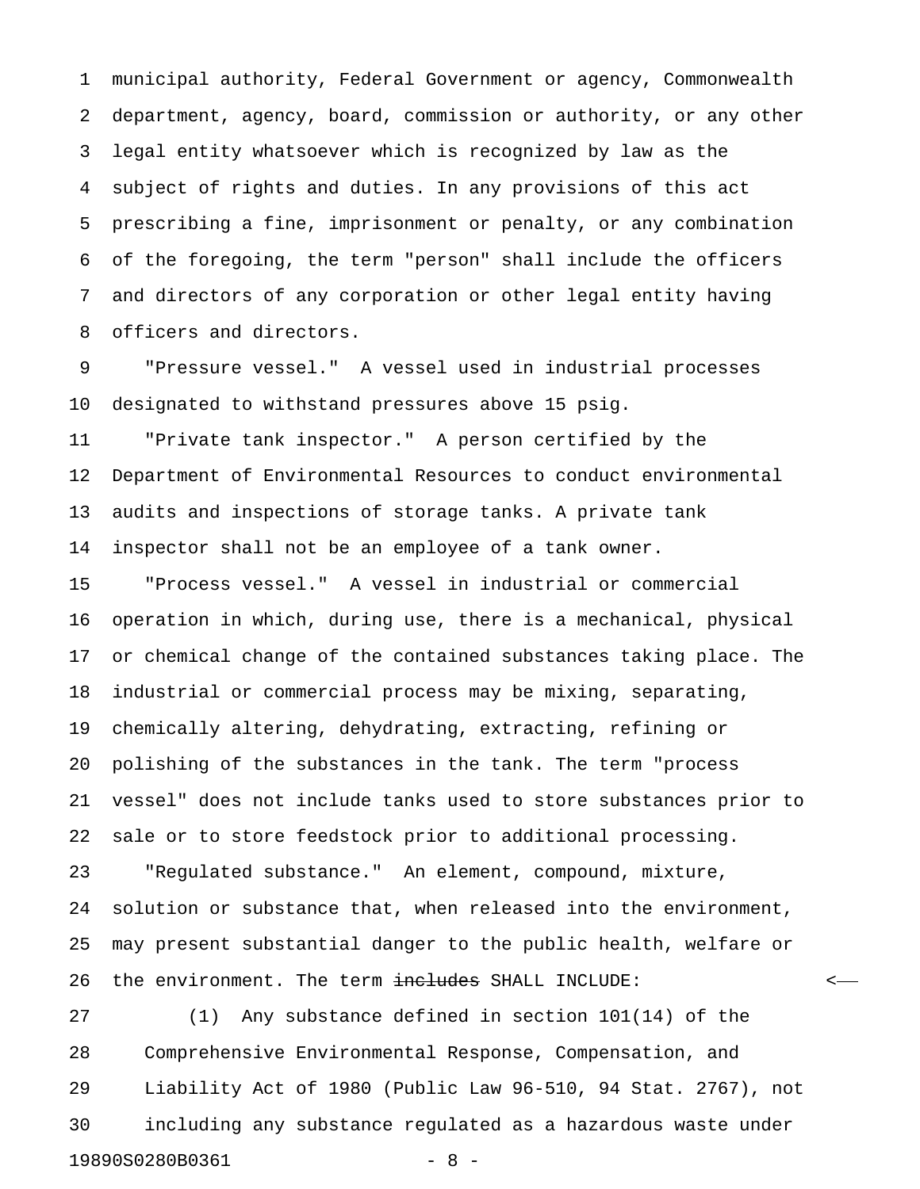municipal authority, Federal Government or agency, Commonwealth department, agency, board, commission or authority, or any other legal entity whatsoever which is recognized by law as the subject of rights and duties. In any provisions of this act prescribing a fine, imprisonment or penalty, or any combination of the foregoing, the term "person" shall include the officers and directors of any corporation or other legal entity having officers and directors.

"Pressure vessel." A vessel used in industrial processes designated to withstand pressures above 15 psig.

"Private tank inspector." A person certified by the Department of Environmental Resources to conduct environmental audits and inspections of storage tanks. A private tank inspector shall not be an employee of a tank owner.

"Process vessel." A vessel in industrial or commercial operation in which, during use, there is a mechanical, physical or chemical change of the contained substances taking place. The industrial or commercial process may be mixing, separating, chemically altering, dehydrating, extracting, refining or polishing of the substances in the tank. The term "process vessel" does not include tanks used to store substances prior to sale or to store feedstock prior to additional processing.

"Regulated substance." An element, compound, mixture, solution or substance that, when released into the environment, may present substantial danger to the public health, welfare or the environment. The term ~~includes~~ SHALL INCLUDE:

(1) Any substance defined in section 101(14) of the Comprehensive Environmental Response, Compensation, and Liability Act of 1980 (Public Law 96-510, 94 Stat. 2767), not including any substance regulated as a hazardous waste under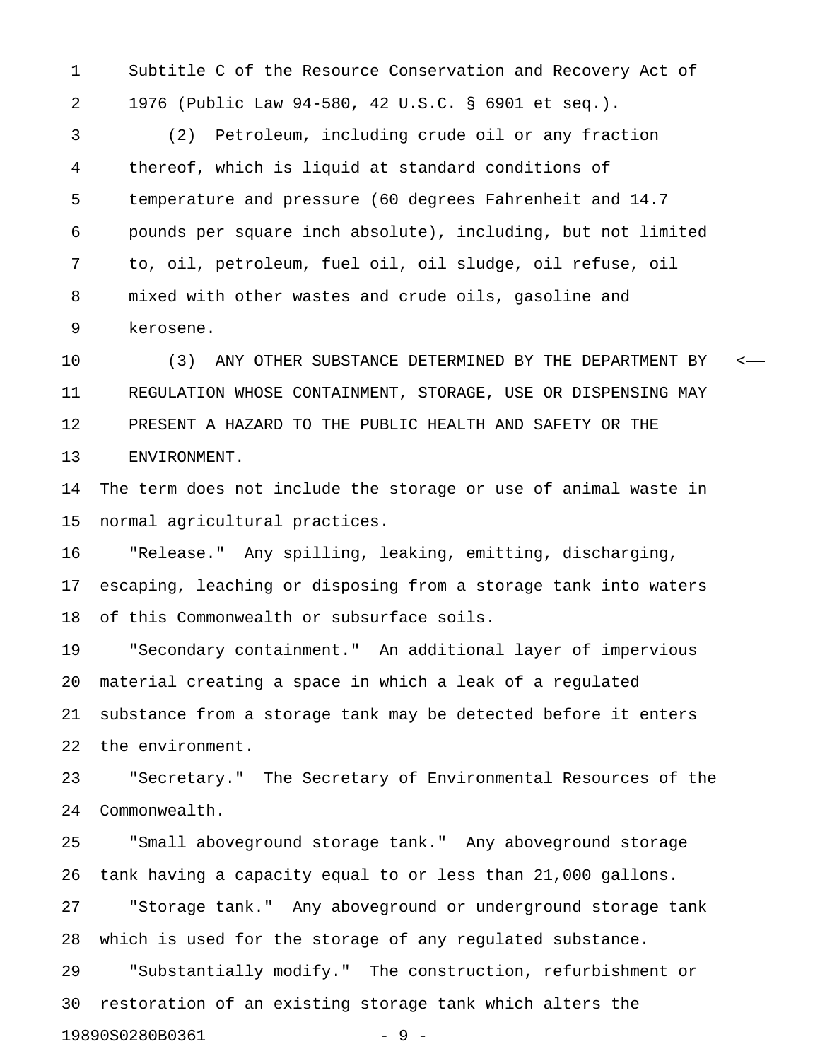Subtitle C of the Resource Conservation and Recovery Act of 1976 (Public Law 94-580, 42 U.S.C. § 6901 et seq.).

(2) Petroleum, including crude oil or any fraction thereof, which is liquid at standard conditions of temperature and pressure (60 degrees Fahrenheit and 14.7 pounds per square inch absolute), including, but not limited to, oil, petroleum, fuel oil, oil sludge, oil refuse, oil mixed with other wastes and crude oils, gasoline and kerosene.

(3) ANY OTHER SUBSTANCE DETERMINED BY THE DEPARTMENT BY REGULATION WHOSE CONTAINMENT, STORAGE, USE OR DISPENSING MAY PRESENT A HAZARD TO THE PUBLIC HEALTH AND SAFETY OR THE ENVIRONMENT.

The term does not include the storage or use of animal waste in normal agricultural practices.

"Release." Any spilling, leaking, emitting, discharging, escaping, leaching or disposing from a storage tank into waters of this Commonwealth or subsurface soils.

"Secondary containment." An additional layer of impervious material creating a space in which a leak of a regulated substance from a storage tank may be detected before it enters the environment.

"Secretary." The Secretary of Environmental Resources of the Commonwealth.

"Small aboveground storage tank." Any aboveground storage tank having a capacity equal to or less than 21,000 gallons.

"Storage tank." Any aboveground or underground storage tank which is used for the storage of any regulated substance.

"Substantially modify." The construction, refurbishment or restoration of an existing storage tank which alters the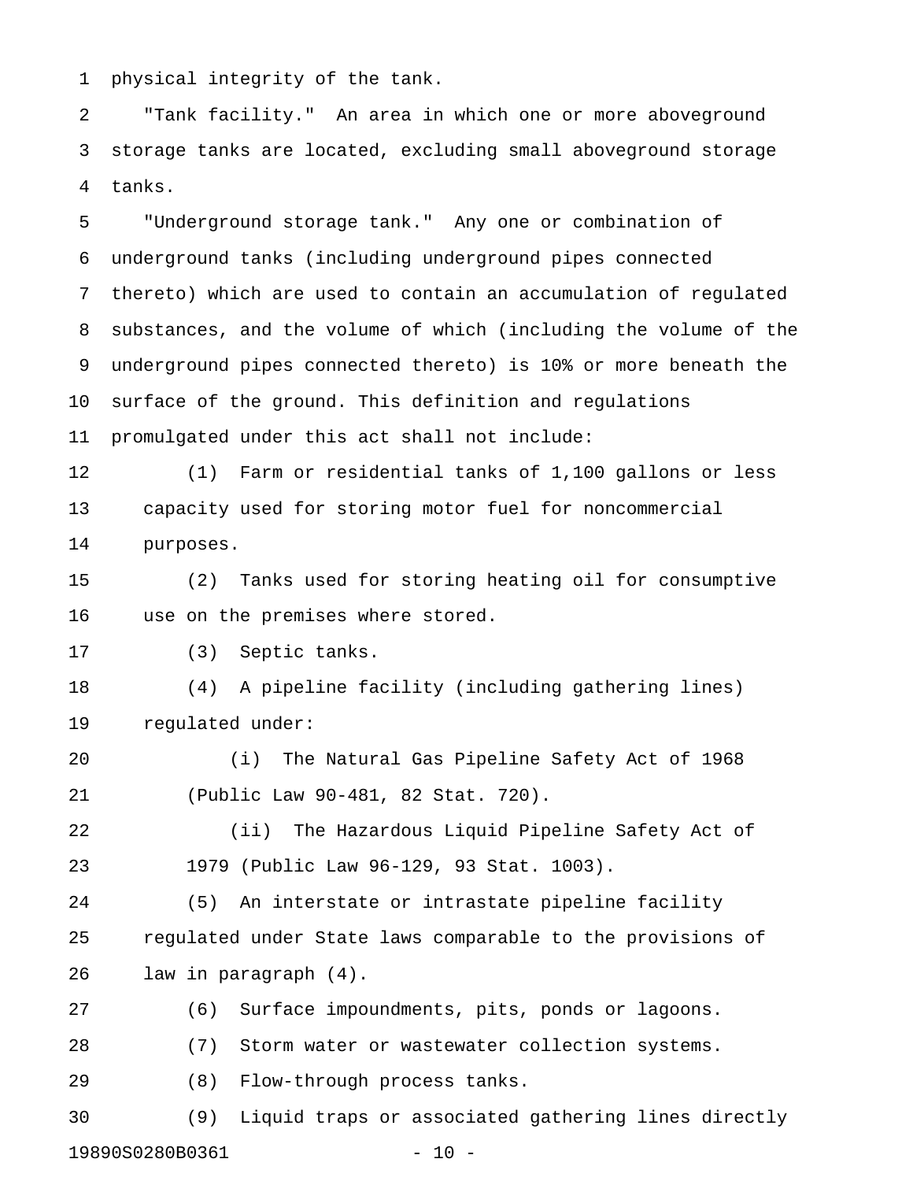physical integrity of the tank.

"Tank facility." An area in which one or more aboveground storage tanks are located, excluding small aboveground storage tanks.

"Underground storage tank." Any one or combination of underground tanks (including underground pipes connected thereto) which are used to contain an accumulation of regulated substances, and the volume of which (including the volume of the underground pipes connected thereto) is 10% or more beneath the surface of the ground. This definition and regulations promulgated under this act shall not include:

(1) Farm or residential tanks of 1,100 gallons or less capacity used for storing motor fuel for noncommercial purposes.

(2) Tanks used for storing heating oil for consumptive use on the premises where stored.

(3) Septic tanks.

(4) A pipeline facility (including gathering lines) regulated under:

(i) The Natural Gas Pipeline Safety Act of 1968 (Public Law 90-481, 82 Stat. 720).

(ii) The Hazardous Liquid Pipeline Safety Act of 1979 (Public Law 96-129, 93 Stat. 1003).

(5) An interstate or intrastate pipeline facility regulated under State laws comparable to the provisions of law in paragraph (4).

(6) Surface impoundments, pits, ponds or lagoons.

(7) Storm water or wastewater collection systems.

(8) Flow-through process tanks.

(9) Liquid traps or associated gathering lines directly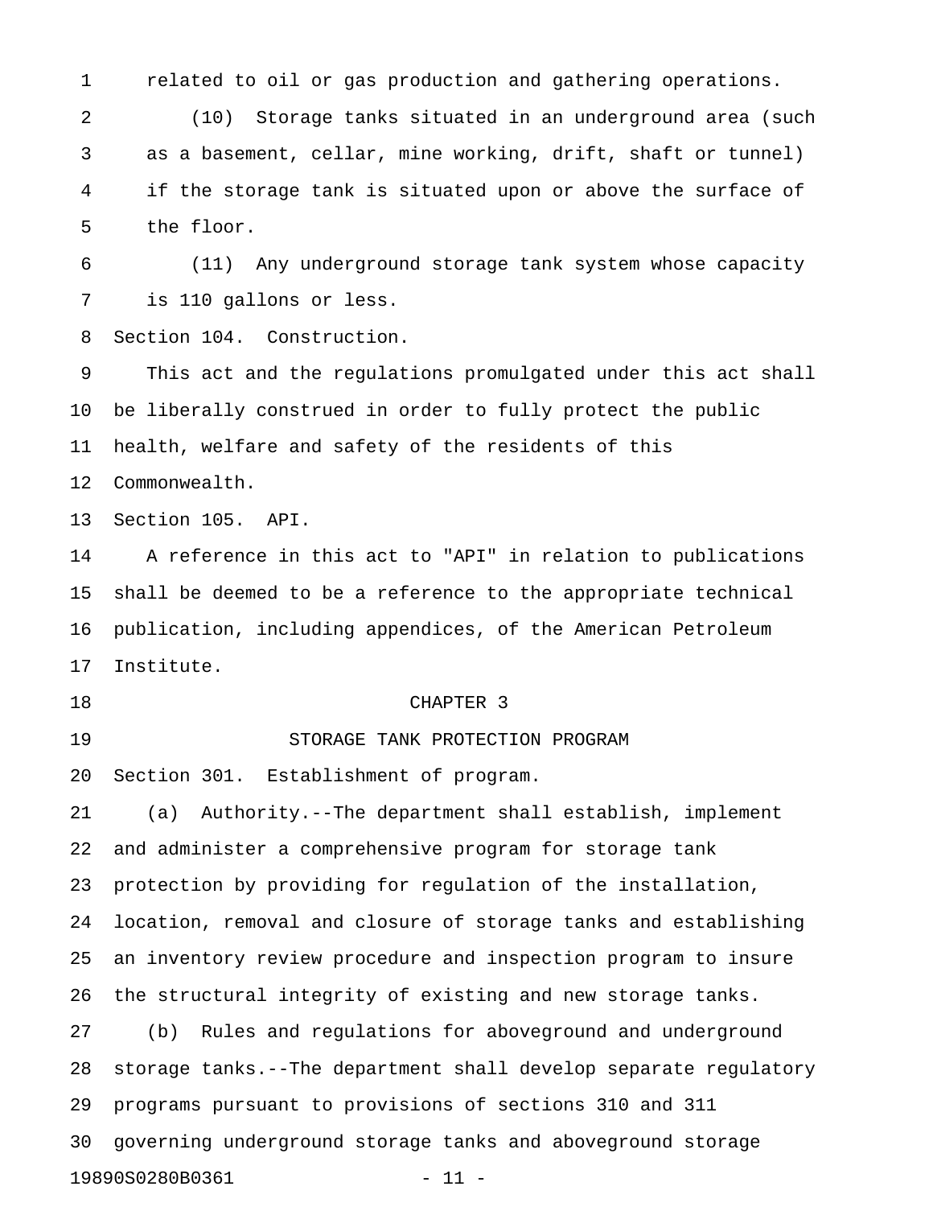related to oil or gas production and gathering operations.

(10) Storage tanks situated in an underground area (such as a basement, cellar, mine working, drift, shaft or tunnel) if the storage tank is situated upon or above the surface of the floor.

(11) Any underground storage tank system whose capacity is 110 gallons or less.

Section 104. Construction.

This act and the regulations promulgated under this act shall be liberally construed in order to fully protect the public health, welfare and safety of the residents of this Commonwealth.

Section 105. API.

A reference in this act to "API" in relation to publications shall be deemed to be a reference to the appropriate technical publication, including appendices, of the American Petroleum Institute.

## CHAPTER 3

## STORAGE TANK PROTECTION PROGRAM

Section 301. Establishment of program.

(a) Authority.--The department shall establish, implement and administer a comprehensive program for storage tank protection by providing for regulation of the installation, location, removal and closure of storage tanks and establishing an inventory review procedure and inspection program to insure the structural integrity of existing and new storage tanks.

(b) Rules and regulations for aboveground and underground storage tanks.--The department shall develop separate regulatory programs pursuant to provisions of sections 310 and 311 governing underground storage tanks and aboveground storage

19890S0280B0361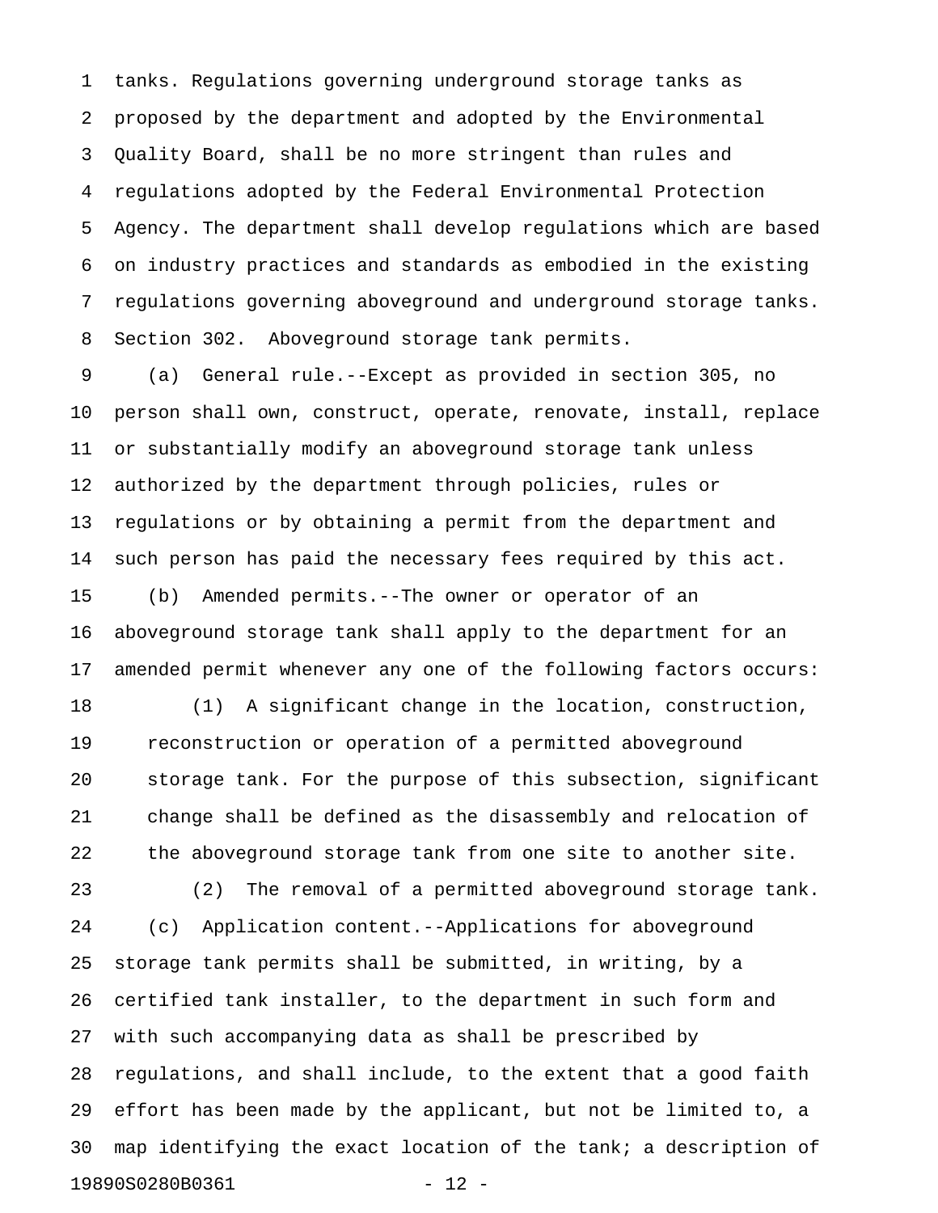tanks. Regulations governing underground storage tanks as proposed by the department and adopted by the Environmental Quality Board, shall be no more stringent than rules and regulations adopted by the Federal Environmental Protection Agency. The department shall develop regulations which are based on industry practices and standards as embodied in the existing regulations governing aboveground and underground storage tanks.

Section 302. Aboveground storage tank permits.

(a) General rule.--Except as provided in section 305, no person shall own, construct, operate, renovate, install, replace or substantially modify an aboveground storage tank unless authorized by the department through policies, rules or regulations or by obtaining a permit from the department and such person has paid the necessary fees required by this act.

(b) Amended permits.--The owner or operator of an aboveground storage tank shall apply to the department for an amended permit whenever any one of the following factors occurs:

(1) A significant change in the location, construction, reconstruction or operation of a permitted aboveground storage tank. For the purpose of this subsection, significant change shall be defined as the disassembly and relocation of the aboveground storage tank from one site to another site.

(2) The removal of a permitted aboveground storage tank.

(c) Application content.--Applications for aboveground storage tank permits shall be submitted, in writing, by a certified tank installer, to the department in such form and with such accompanying data as shall be prescribed by regulations, and shall include, to the extent that a good faith effort has been made by the applicant, but not be limited to, a map identifying the exact location of the tank; a description of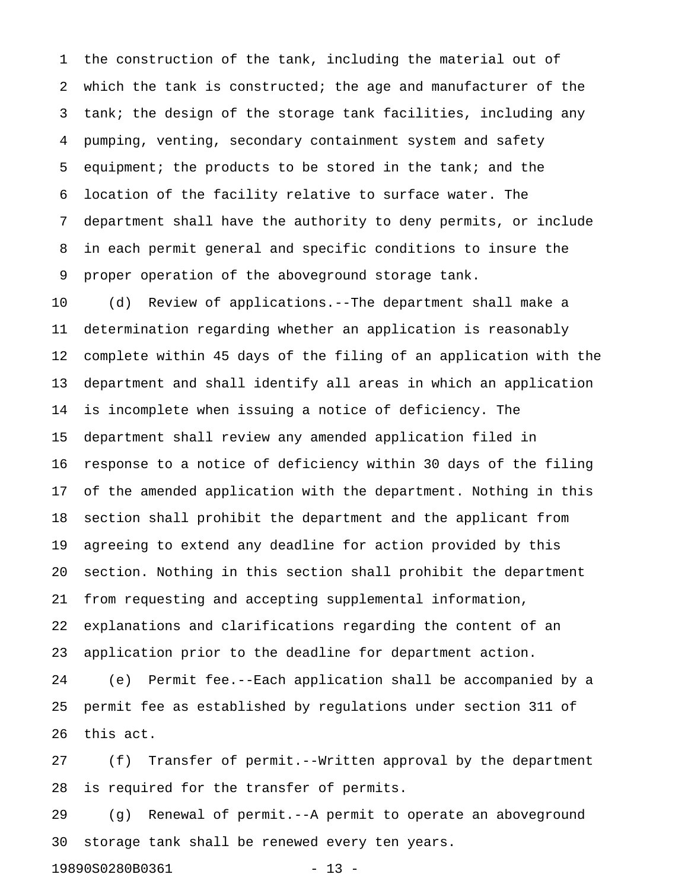the construction of the tank, including the material out of which the tank is constructed; the age and manufacturer of the tank; the design of the storage tank facilities, including any pumping, venting, secondary containment system and safety equipment; the products to be stored in the tank; and the location of the facility relative to surface water. The department shall have the authority to deny permits, or include in each permit general and specific conditions to insure the proper operation of the aboveground storage tank.

(d) Review of applications.--The department shall make a determination regarding whether an application is reasonably complete within 45 days of the filing of an application with the department and shall identify all areas in which an application is incomplete when issuing a notice of deficiency. The department shall review any amended application filed in response to a notice of deficiency within 30 days of the filing of the amended application with the department. Nothing in this section shall prohibit the department and the applicant from agreeing to extend any deadline for action provided by this section. Nothing in this section shall prohibit the department from requesting and accepting supplemental information, explanations and clarifications regarding the content of an application prior to the deadline for department action.

(e) Permit fee.--Each application shall be accompanied by a permit fee as established by regulations under section 311 of this act.

(f) Transfer of permit.--Written approval by the department is required for the transfer of permits.

(g) Renewal of permit.--A permit to operate an aboveground storage tank shall be renewed every ten years.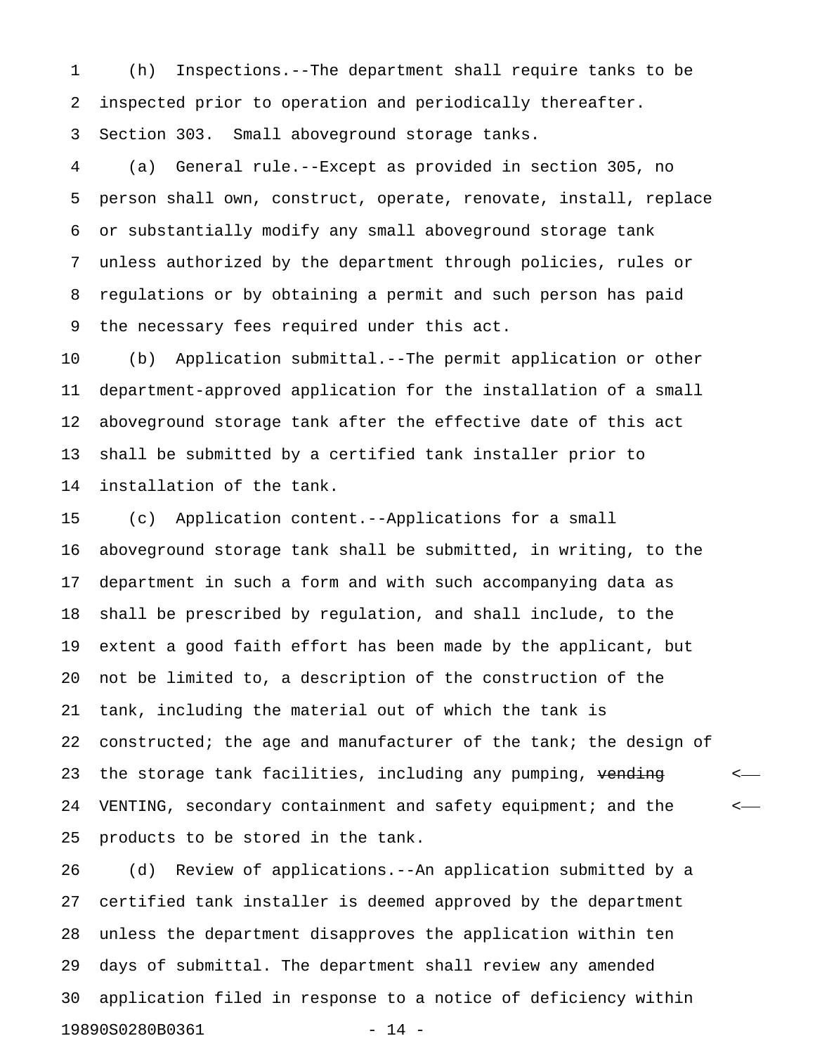(h) Inspections.--The department shall require tanks to be inspected prior to operation and periodically thereafter.

Section 303. Small aboveground storage tanks.

(a) General rule.--Except as provided in section 305, no person shall own, construct, operate, renovate, install, replace or substantially modify any small aboveground storage tank unless authorized by the department through policies, rules or regulations or by obtaining a permit and such person has paid the necessary fees required under this act.

(b) Application submittal.--The permit application or other department-approved application for the installation of a small aboveground storage tank after the effective date of this act shall be submitted by a certified tank installer prior to installation of the tank.

(c) Application content.--Applications for a small aboveground storage tank shall be submitted, in writing, to the department in such a form and with such accompanying data as shall be prescribed by regulation, and shall include, to the extent a good faith effort has been made by the applicant, but not be limited to, a description of the construction of the tank, including the material out of which the tank is constructed; the age and manufacturer of the tank; the design of the storage tank facilities, including any pumping, ~~vending~~ VENTING, secondary containment and safety equipment; and the products to be stored in the tank.

(d) Review of applications.--An application submitted by a certified tank installer is deemed approved by the department unless the department disapproves the application within ten days of submittal. The department shall review any amended application filed in response to a notice of deficiency within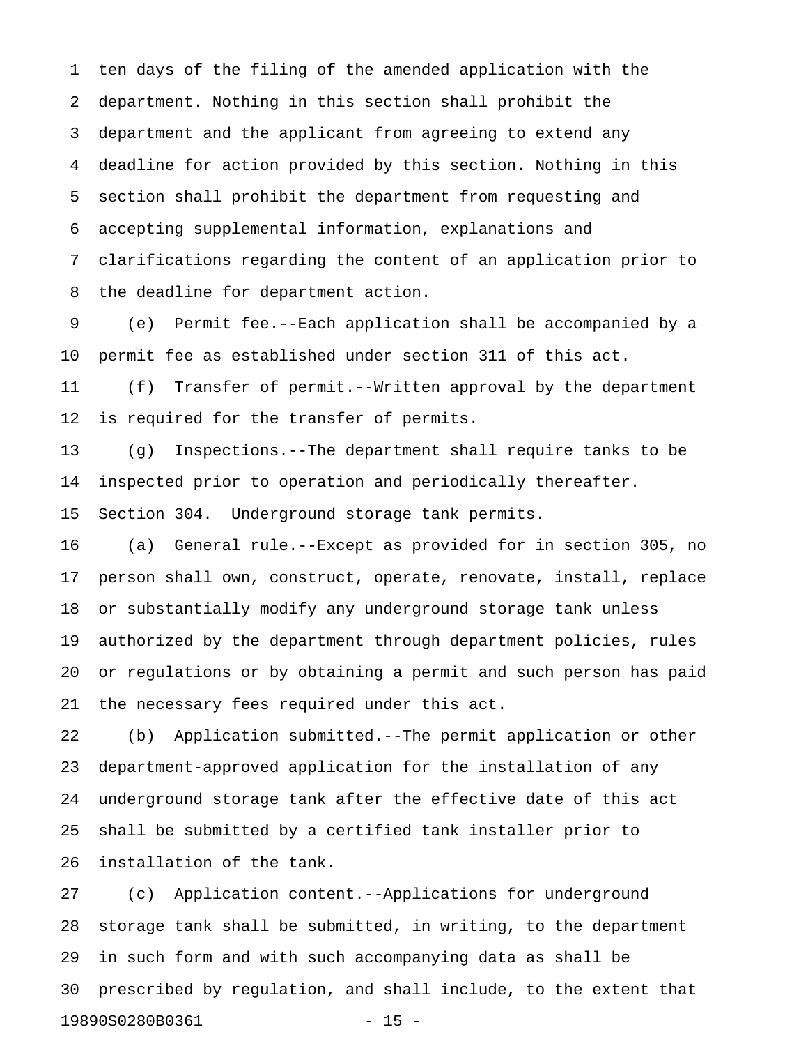ten days of the filing of the amended application with the department. Nothing in this section shall prohibit the department and the applicant from agreeing to extend any deadline for action provided by this section. Nothing in this section shall prohibit the department from requesting and accepting supplemental information, explanations and clarifications regarding the content of an application prior to the deadline for department action.

(e) Permit fee.--Each application shall be accompanied by a permit fee as established under section 311 of this act.

(f) Transfer of permit.--Written approval by the department is required for the transfer of permits.

(g) Inspections.--The department shall require tanks to be inspected prior to operation and periodically thereafter.

Section 304. Underground storage tank permits.

(a) General rule.--Except as provided for in section 305, no person shall own, construct, operate, renovate, install, replace or substantially modify any underground storage tank unless authorized by the department through department policies, rules or regulations or by obtaining a permit and such person has paid the necessary fees required under this act.

(b) Application submitted.--The permit application or other department-approved application for the installation of any underground storage tank after the effective date of this act shall be submitted by a certified tank installer prior to installation of the tank.

(c) Application content.--Applications for underground storage tank shall be submitted, in writing, to the department in such form and with such accompanying data as shall be prescribed by regulation, and shall include, to the extent that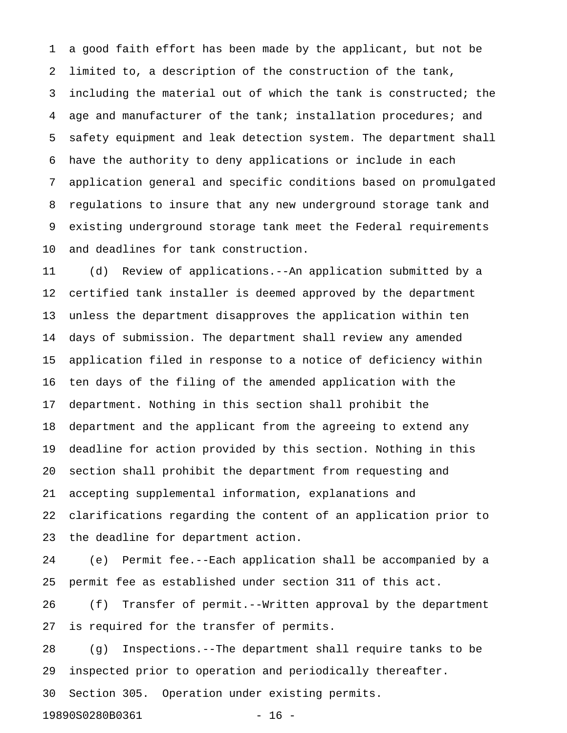a good faith effort has been made by the applicant, but not be limited to, a description of the construction of the tank, including the material out of which the tank is constructed; the age and manufacturer of the tank; installation procedures; and safety equipment and leak detection system. The department shall have the authority to deny applications or include in each application general and specific conditions based on promulgated regulations to insure that any new underground storage tank and existing underground storage tank meet the Federal requirements and deadlines for tank construction.

(d) Review of applications.--An application submitted by a certified tank installer is deemed approved by the department unless the department disapproves the application within ten days of submission. The department shall review any amended application filed in response to a notice of deficiency within ten days of the filing of the amended application with the department. Nothing in this section shall prohibit the department and the applicant from the agreeing to extend any deadline for action provided by this section. Nothing in this section shall prohibit the department from requesting and accepting supplemental information, explanations and clarifications regarding the content of an application prior to the deadline for department action.

(e) Permit fee.--Each application shall be accompanied by a permit fee as established under section 311 of this act.

(f) Transfer of permit.--Written approval by the department is required for the transfer of permits.

(g) Inspections.--The department shall require tanks to be inspected prior to operation and periodically thereafter.

Section 305. Operation under existing permits.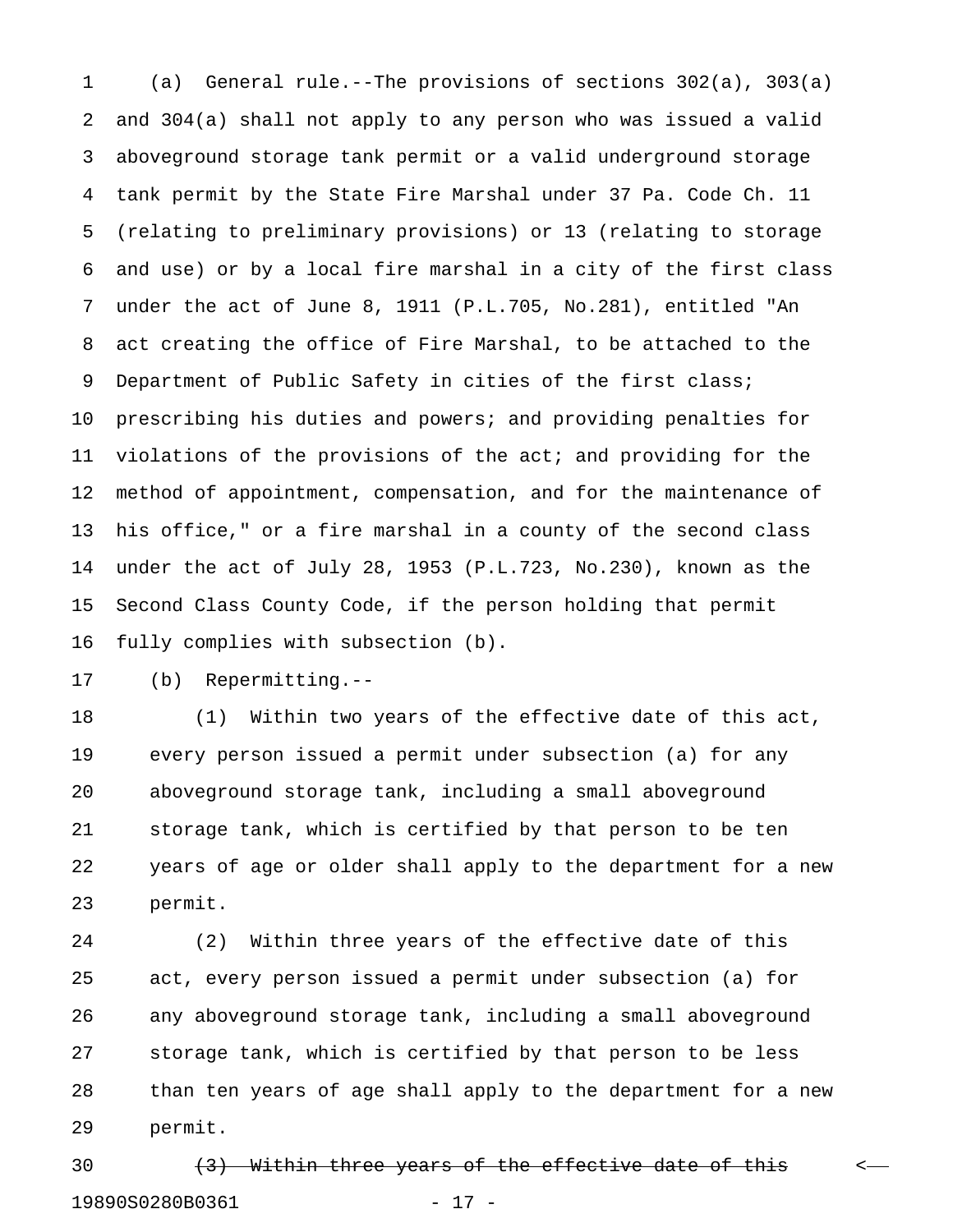(a) General rule.--The provisions of sections 302(a), 303(a) and 304(a) shall not apply to any person who was issued a valid aboveground storage tank permit or a valid underground storage tank permit by the State Fire Marshal under 37 Pa. Code Ch. 11 (relating to preliminary provisions) or 13 (relating to storage and use) or by a local fire marshal in a city of the first class under the act of June 8, 1911 (P.L.705, No.281), entitled "An act creating the office of Fire Marshal, to be attached to the Department of Public Safety in cities of the first class; prescribing his duties and powers; and providing penalties for violations of the provisions of the act; and providing for the method of appointment, compensation, and for the maintenance of his office," or a fire marshal in a county of the second class under the act of July 28, 1953 (P.L.723, No.230), known as the Second Class County Code, if the person holding that permit fully complies with subsection (b).

(b) Repermitting.--

(1) Within two years of the effective date of this act, every person issued a permit under subsection (a) for any aboveground storage tank, including a small aboveground storage tank, which is certified by that person to be ten years of age or older shall apply to the department for a new permit.

(2) Within three years of the effective date of this act, every person issued a permit under subsection (a) for any aboveground storage tank, including a small aboveground storage tank, which is certified by that person to be less than ten years of age shall apply to the department for a new permit.

~~(3) Within three years of the effective date of this~~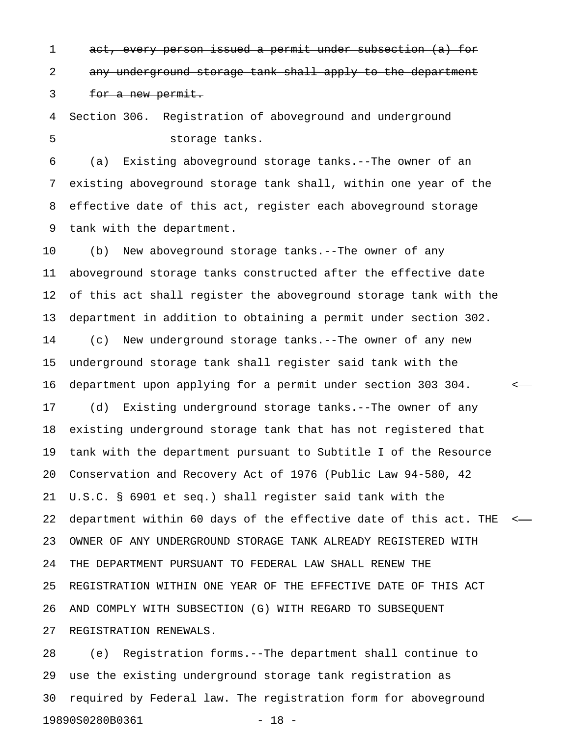~~act, every person issued a permit under subsection (a) for any underground storage tank shall apply to the department for a new permit.~~

Section 306. Registration of aboveground and underground storage tanks.

(a) Existing aboveground storage tanks.--The owner of an existing aboveground storage tank shall, within one year of the effective date of this act, register each aboveground storage tank with the department.

(b) New aboveground storage tanks.--The owner of any aboveground storage tanks constructed after the effective date of this act shall register the aboveground storage tank with the department in addition to obtaining a permit under section 302.

(c) New underground storage tanks.--The owner of any new underground storage tank shall register said tank with the department upon applying for a permit under section ~~303~~ 304.

(d) Existing underground storage tanks.--The owner of any existing underground storage tank that has not registered that tank with the department pursuant to Subtitle I of the Resource Conservation and Recovery Act of 1976 (Public Law 94-580, 42 U.S.C. § 6901 et seq.) shall register said tank with the department within 60 days of the effective date of this act. THE OWNER OF ANY UNDERGROUND STORAGE TANK ALREADY REGISTERED WITH THE DEPARTMENT PURSUANT TO FEDERAL LAW SHALL RENEW THE REGISTRATION WITHIN ONE YEAR OF THE EFFECTIVE DATE OF THIS ACT AND COMPLY WITH SUBSECTION (G) WITH REGARD TO SUBSEQUENT REGISTRATION RENEWALS.

(e) Registration forms.--The department shall continue to use the existing underground storage tank registration as required by Federal law. The registration form for aboveground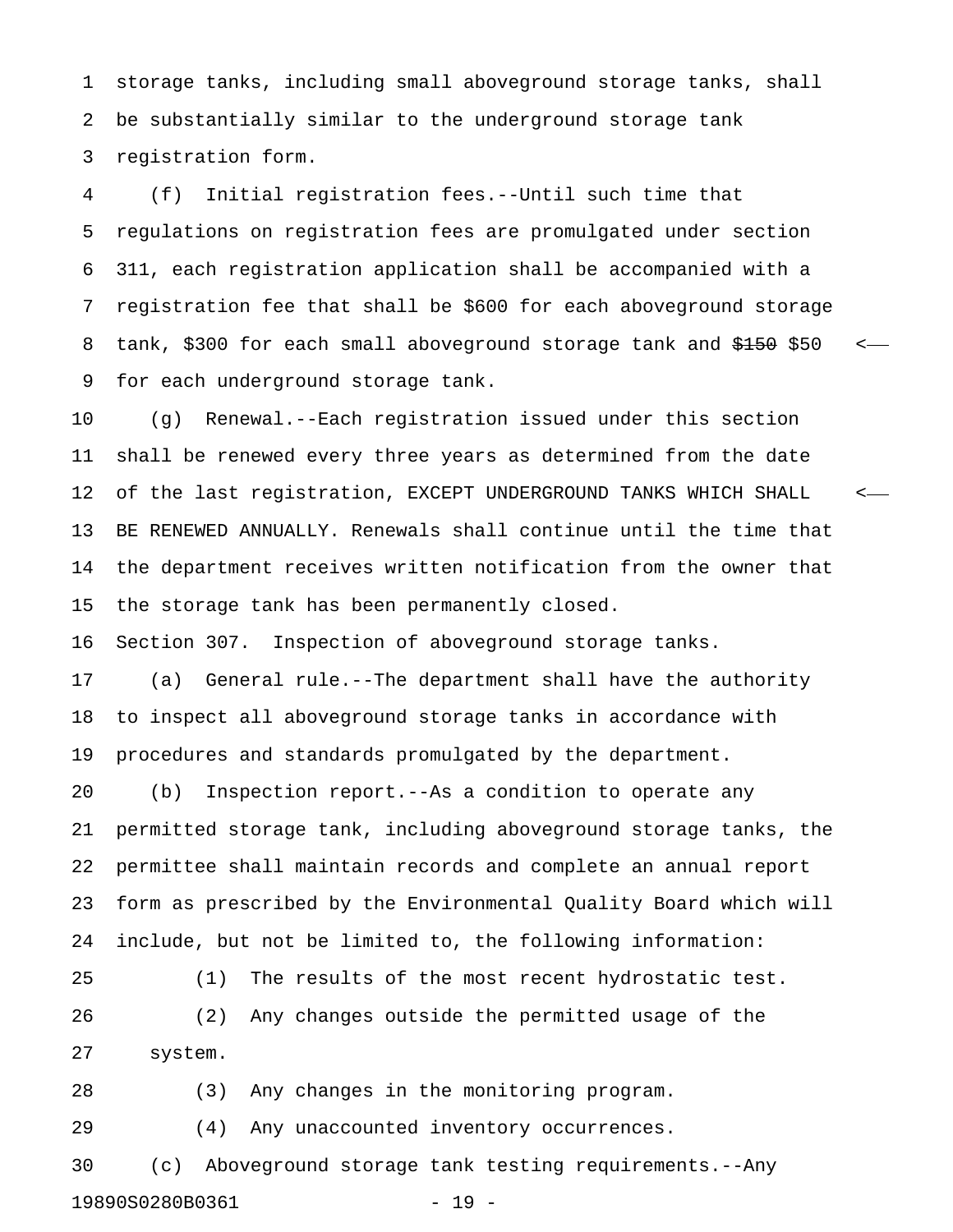storage tanks, including small aboveground storage tanks, shall be substantially similar to the underground storage tank registration form.

(f) Initial registration fees.--Until such time that regulations on registration fees are promulgated under section 311, each registration application shall be accompanied with a registration fee that shall be $600 for each aboveground storage tank, $300 for each small aboveground storage tank and ~~$150~~ $50 for each underground storage tank.

(g) Renewal.--Each registration issued under this section shall be renewed every three years as determined from the date of the last registration, EXCEPT UNDERGROUND TANKS WHICH SHALL BE RENEWED ANNUALLY. Renewals shall continue until the time that the department receives written notification from the owner that the storage tank has been permanently closed.

Section 307. Inspection of aboveground storage tanks.

(a) General rule.--The department shall have the authority to inspect all aboveground storage tanks in accordance with procedures and standards promulgated by the department.

(b) Inspection report.--As a condition to operate any permitted storage tank, including aboveground storage tanks, the permittee shall maintain records and complete an annual report form as prescribed by the Environmental Quality Board which will include, but not be limited to, the following information:

(1) The results of the most recent hydrostatic test.

(2) Any changes outside the permitted usage of the system.

(3) Any changes in the monitoring program.

(4) Any unaccounted inventory occurrences.

(c) Aboveground storage tank testing requirements.--Any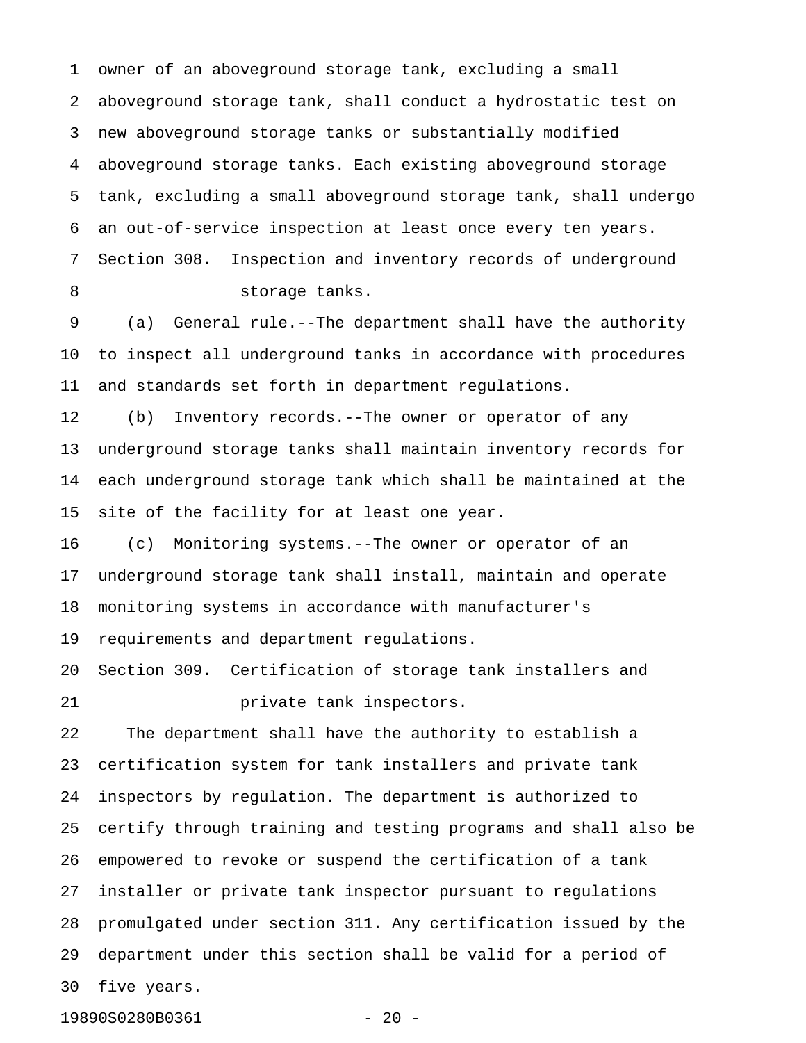owner of an aboveground storage tank, excluding a small aboveground storage tank, shall conduct a hydrostatic test on new aboveground storage tanks or substantially modified aboveground storage tanks. Each existing aboveground storage tank, excluding a small aboveground storage tank, shall undergo an out-of-service inspection at least once every ten years.

Section 308. Inspection and inventory records of underground storage tanks.

(a) General rule.--The department shall have the authority to inspect all underground tanks in accordance with procedures and standards set forth in department regulations.

(b) Inventory records.--The owner or operator of any underground storage tanks shall maintain inventory records for each underground storage tank which shall be maintained at the site of the facility for at least one year.

(c) Monitoring systems.--The owner or operator of an underground storage tank shall install, maintain and operate monitoring systems in accordance with manufacturer's requirements and department regulations.

Section 309. Certification of storage tank installers and private tank inspectors.

The department shall have the authority to establish a certification system for tank installers and private tank inspectors by regulation. The department is authorized to certify through training and testing programs and shall also be empowered to revoke or suspend the certification of a tank installer or private tank inspector pursuant to regulations promulgated under section 311. Any certification issued by the department under this section shall be valid for a period of five years.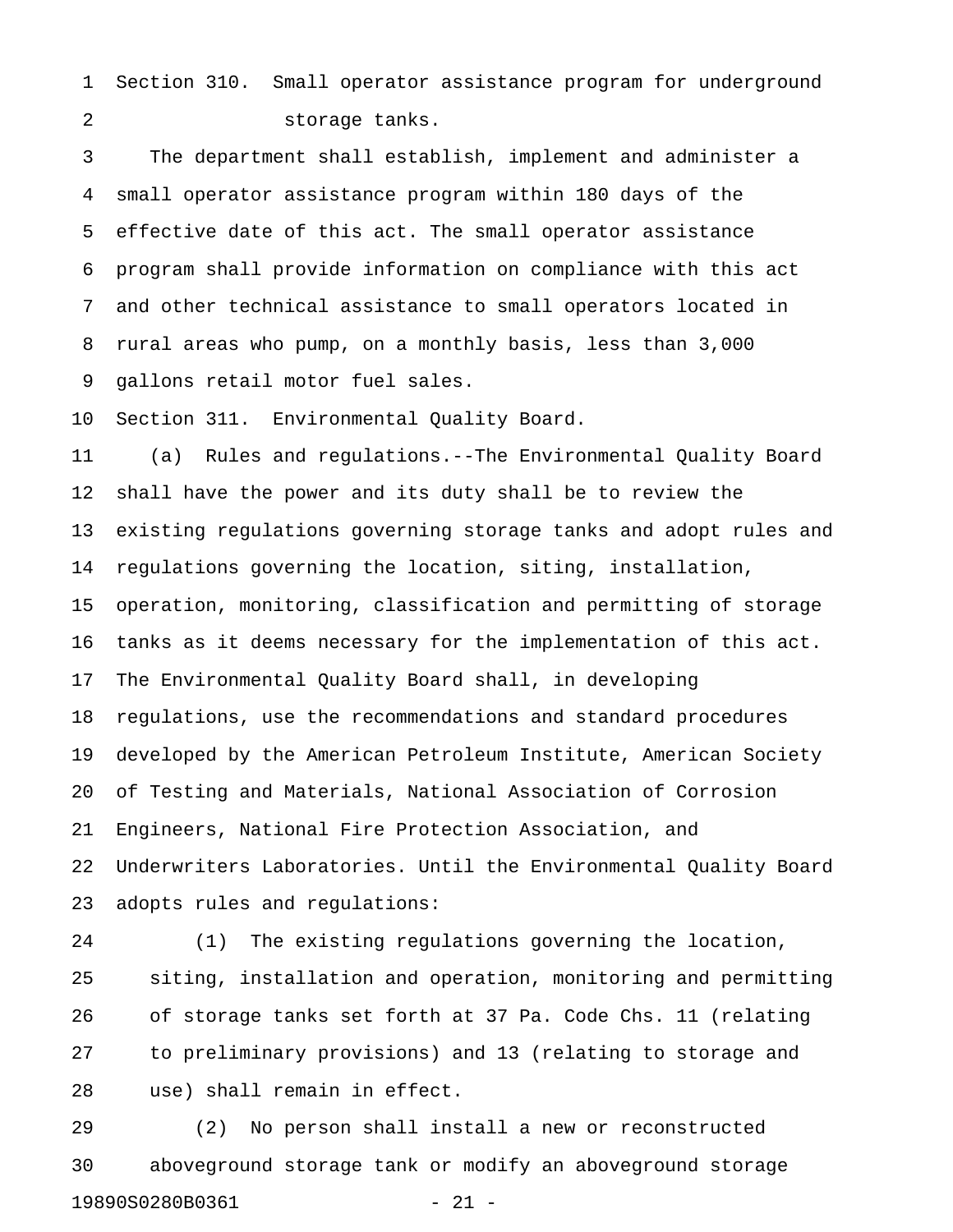Section 310. Small operator assistance program for underground storage tanks.

The department shall establish, implement and administer a small operator assistance program within 180 days of the effective date of this act. The small operator assistance program shall provide information on compliance with this act and other technical assistance to small operators located in rural areas who pump, on a monthly basis, less than 3,000 gallons retail motor fuel sales.

Section 311. Environmental Quality Board.

(a) Rules and regulations.--The Environmental Quality Board shall have the power and its duty shall be to review the existing regulations governing storage tanks and adopt rules and regulations governing the location, siting, installation, operation, monitoring, classification and permitting of storage tanks as it deems necessary for the implementation of this act. The Environmental Quality Board shall, in developing regulations, use the recommendations and standard procedures developed by the American Petroleum Institute, American Society of Testing and Materials, National Association of Corrosion Engineers, National Fire Protection Association, and Underwriters Laboratories. Until the Environmental Quality Board adopts rules and regulations:

(1) The existing regulations governing the location, siting, installation and operation, monitoring and permitting of storage tanks set forth at 37 Pa. Code Chs. 11 (relating to preliminary provisions) and 13 (relating to storage and use) shall remain in effect.

(2) No person shall install a new or reconstructed aboveground storage tank or modify an aboveground storage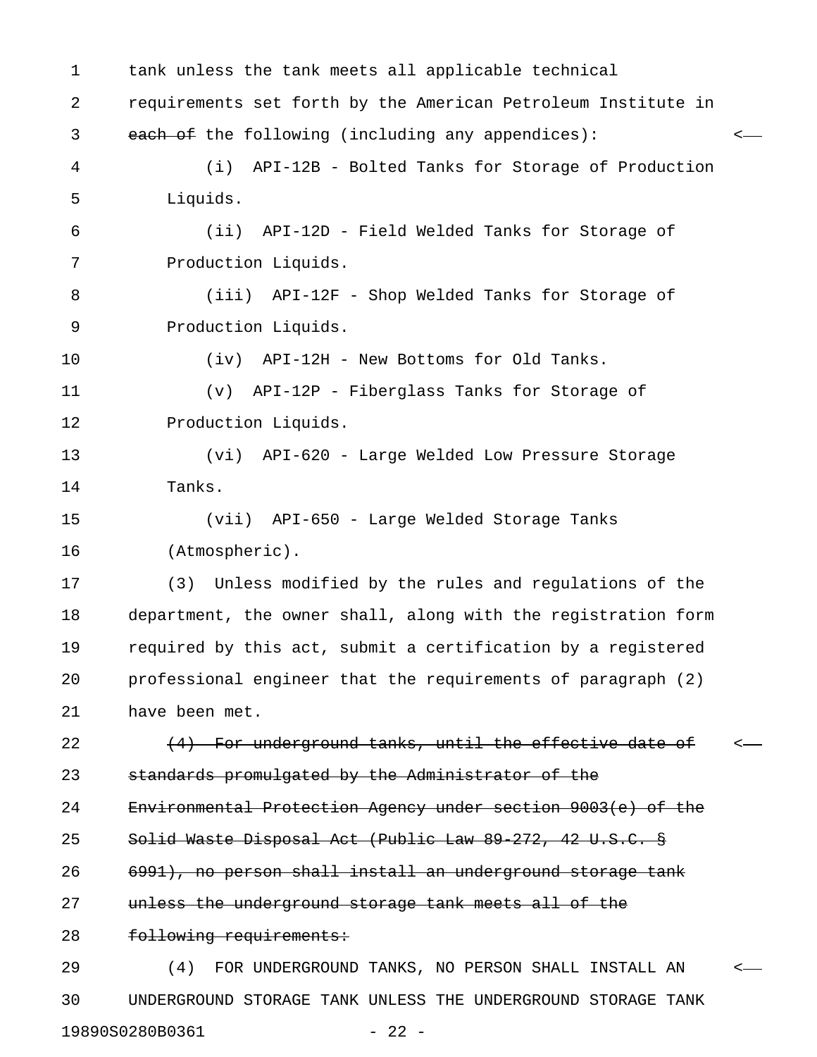tank unless the tank meets all applicable technical requirements set forth by the American Petroleum Institute in ~~each of~~ the following (including any appendices):

(i) API-12B - Bolted Tanks for Storage of Production Liquids.

(ii) API-12D - Field Welded Tanks for Storage of Production Liquids.

(iii) API-12F - Shop Welded Tanks for Storage of Production Liquids.

(iv) API-12H - New Bottoms for Old Tanks.

(v) API-12P - Fiberglass Tanks for Storage of Production Liquids.

(vi) API-620 - Large Welded Low Pressure Storage Tanks.

(vii) API-650 - Large Welded Storage Tanks (Atmospheric).

(3) Unless modified by the rules and regulations of the department, the owner shall, along with the registration form required by this act, submit a certification by a registered professional engineer that the requirements of paragraph (2) have been met.

~~(4) For underground tanks, until the effective date of standards promulgated by the Administrator of the Environmental Protection Agency under section 9003(e) of the Solid Waste Disposal Act (Public Law 89-272, 42 U.S.C. § 6991), no person shall install an underground storage tank unless the underground storage tank meets all of the following requirements:~~

(4) FOR UNDERGROUND TANKS, NO PERSON SHALL INSTALL AN UNDERGROUND STORAGE TANK UNLESS THE UNDERGROUND STORAGE TANK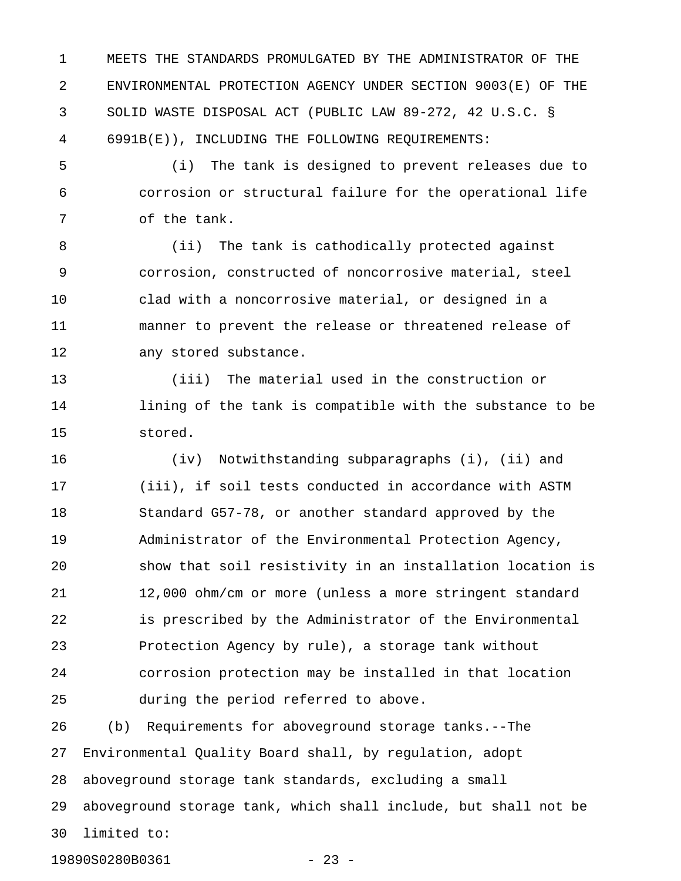MEETS THE STANDARDS PROMULGATED BY THE ADMINISTRATOR OF THE ENVIRONMENTAL PROTECTION AGENCY UNDER SECTION 9003(E) OF THE SOLID WASTE DISPOSAL ACT (PUBLIC LAW 89-272, 42 U.S.C. § 6991B(E)), INCLUDING THE FOLLOWING REQUIREMENTS:

(i) The tank is designed to prevent releases due to corrosion or structural failure for the operational life of the tank.

(ii) The tank is cathodically protected against corrosion, constructed of noncorrosive material, steel clad with a noncorrosive material, or designed in a manner to prevent the release or threatened release of any stored substance.

(iii) The material used in the construction or lining of the tank is compatible with the substance to be stored.

(iv) Notwithstanding subparagraphs (i), (ii) and (iii), if soil tests conducted in accordance with ASTM Standard G57-78, or another standard approved by the Administrator of the Environmental Protection Agency, show that soil resistivity in an installation location is 12,000 ohm/cm or more (unless a more stringent standard is prescribed by the Administrator of the Environmental Protection Agency by rule), a storage tank without corrosion protection may be installed in that location during the period referred to above.

(b) Requirements for aboveground storage tanks.--The Environmental Quality Board shall, by regulation, adopt aboveground storage tank standards, excluding a small aboveground storage tank, which shall include, but shall not be limited to: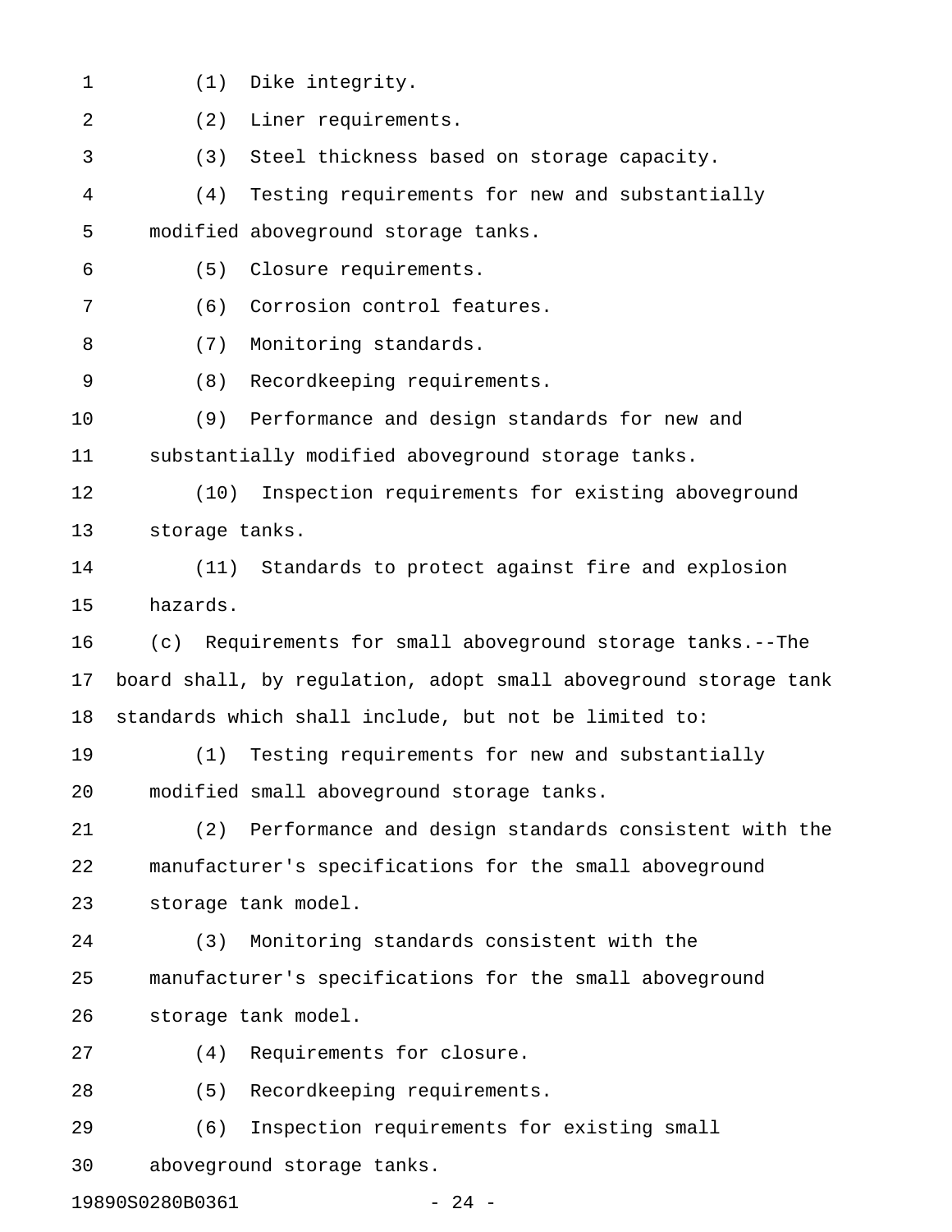(1) Dike integrity.

(2) Liner requirements.

(3) Steel thickness based on storage capacity.

(4) Testing requirements for new and substantially modified aboveground storage tanks.

(5) Closure requirements.

(6) Corrosion control features.

(7) Monitoring standards.

(8) Recordkeeping requirements.

(9) Performance and design standards for new and substantially modified aboveground storage tanks.

(10) Inspection requirements for existing aboveground storage tanks.

(11) Standards to protect against fire and explosion hazards.

(c) Requirements for small aboveground storage tanks.--The board shall, by regulation, adopt small aboveground storage tank standards which shall include, but not be limited to:

(1) Testing requirements for new and substantially modified small aboveground storage tanks.

(2) Performance and design standards consistent with the manufacturer's specifications for the small aboveground storage tank model.

(3) Monitoring standards consistent with the manufacturer's specifications for the small aboveground storage tank model.

(4) Requirements for closure.

(5) Recordkeeping requirements.

(6) Inspection requirements for existing small aboveground storage tanks.

19890S0280B0361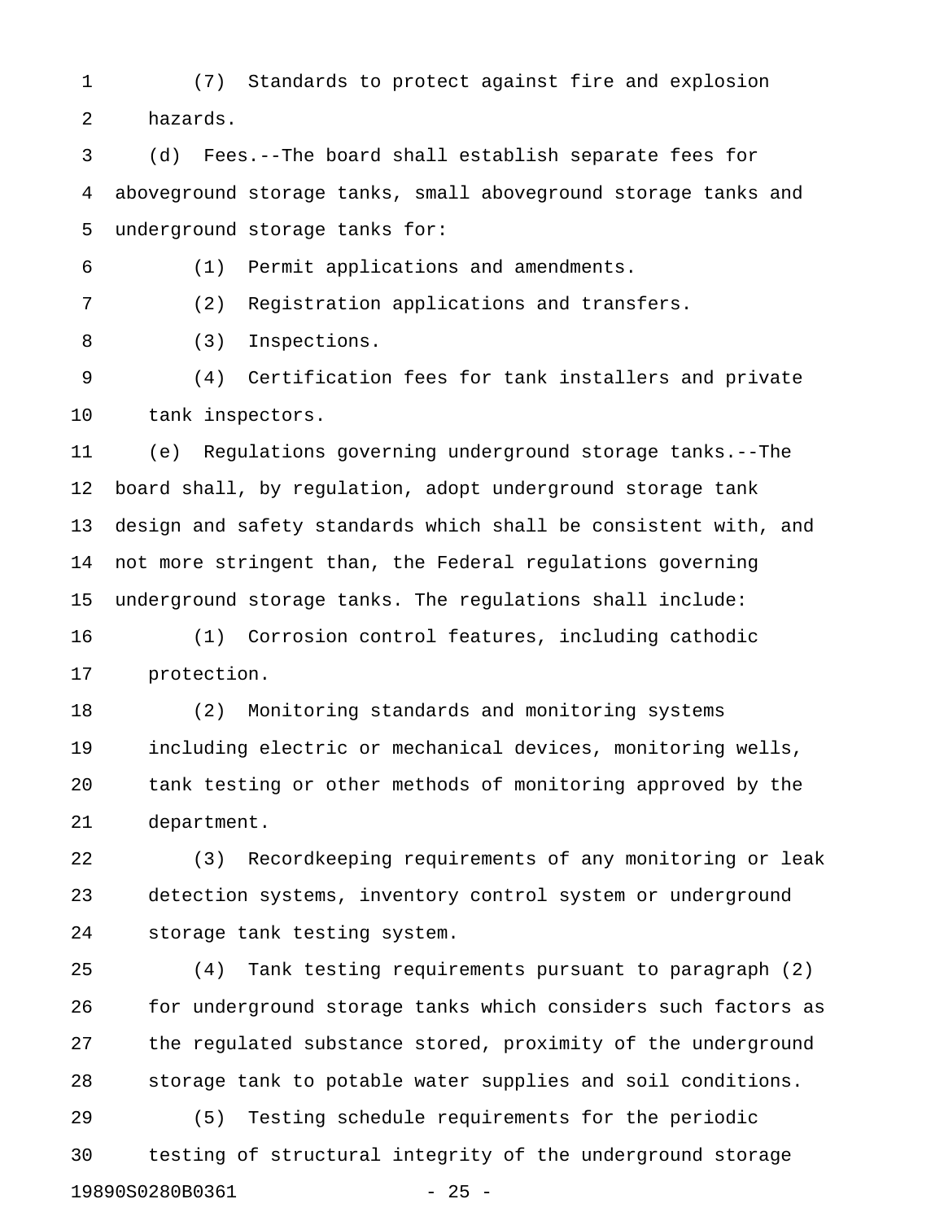(7) Standards to protect against fire and explosion hazards.

(d) Fees.--The board shall establish separate fees for aboveground storage tanks, small aboveground storage tanks and underground storage tanks for:

(1) Permit applications and amendments.

(2) Registration applications and transfers.

(3) Inspections.

(4) Certification fees for tank installers and private tank inspectors.

(e) Regulations governing underground storage tanks.--The board shall, by regulation, adopt underground storage tank design and safety standards which shall be consistent with, and not more stringent than, the Federal regulations governing underground storage tanks. The regulations shall include:

(1) Corrosion control features, including cathodic protection.

(2) Monitoring standards and monitoring systems including electric or mechanical devices, monitoring wells, tank testing or other methods of monitoring approved by the department.

(3) Recordkeeping requirements of any monitoring or leak detection systems, inventory control system or underground storage tank testing system.

(4) Tank testing requirements pursuant to paragraph (2) for underground storage tanks which considers such factors as the regulated substance stored, proximity of the underground storage tank to potable water supplies and soil conditions.

(5) Testing schedule requirements for the periodic testing of structural integrity of the underground storage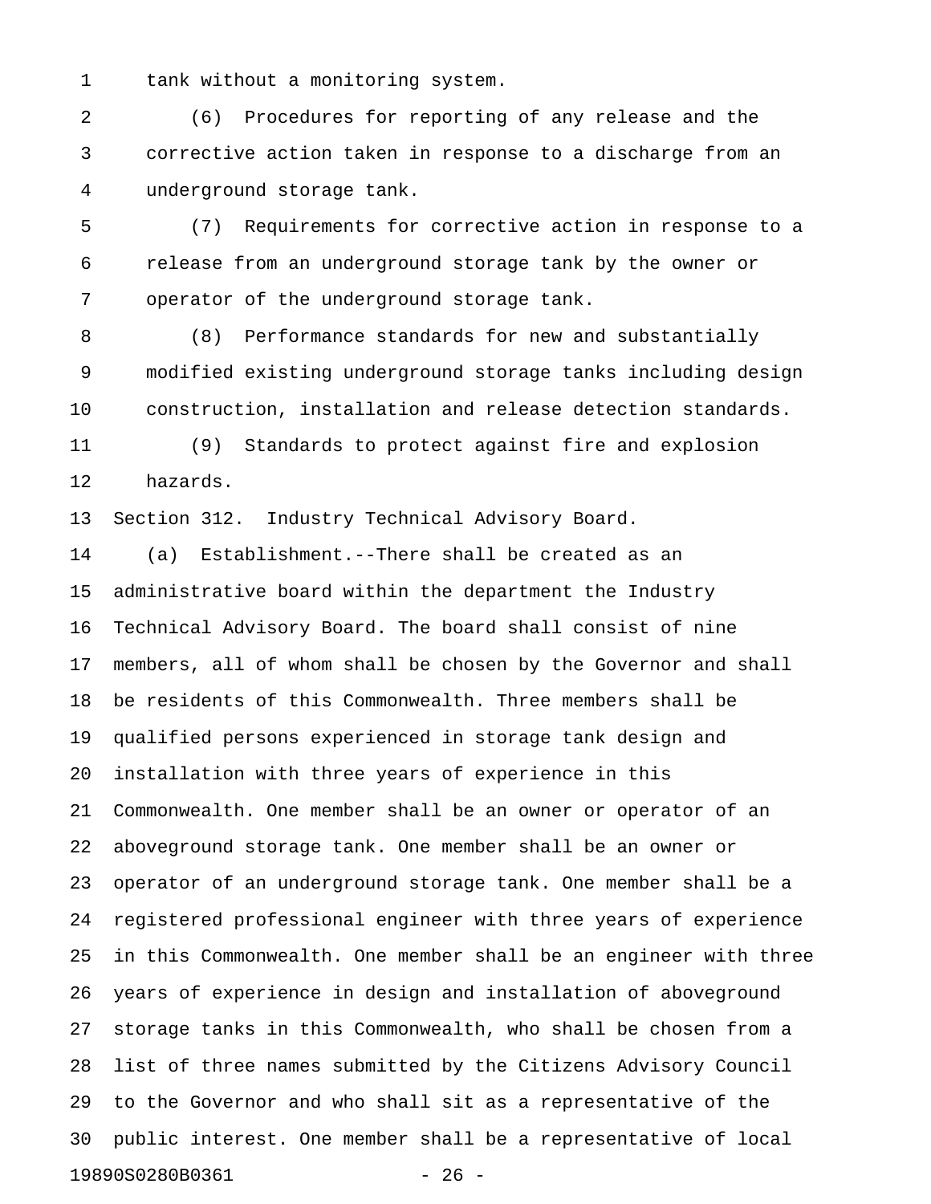tank without a monitoring system.

(6) Procedures for reporting of any release and the corrective action taken in response to a discharge from an underground storage tank.

(7) Requirements for corrective action in response to a release from an underground storage tank by the owner or operator of the underground storage tank.

(8) Performance standards for new and substantially modified existing underground storage tanks including design construction, installation and release detection standards.

(9) Standards to protect against fire and explosion hazards.

Section 312. Industry Technical Advisory Board.

(a) Establishment.--There shall be created as an administrative board within the department the Industry Technical Advisory Board. The board shall consist of nine members, all of whom shall be chosen by the Governor and shall be residents of this Commonwealth. Three members shall be qualified persons experienced in storage tank design and installation with three years of experience in this Commonwealth. One member shall be an owner or operator of an aboveground storage tank. One member shall be an owner or operator of an underground storage tank. One member shall be a registered professional engineer with three years of experience in this Commonwealth. One member shall be an engineer with three years of experience in design and installation of aboveground storage tanks in this Commonwealth, who shall be chosen from a list of three names submitted by the Citizens Advisory Council to the Governor and who shall sit as a representative of the public interest. One member shall be a representative of local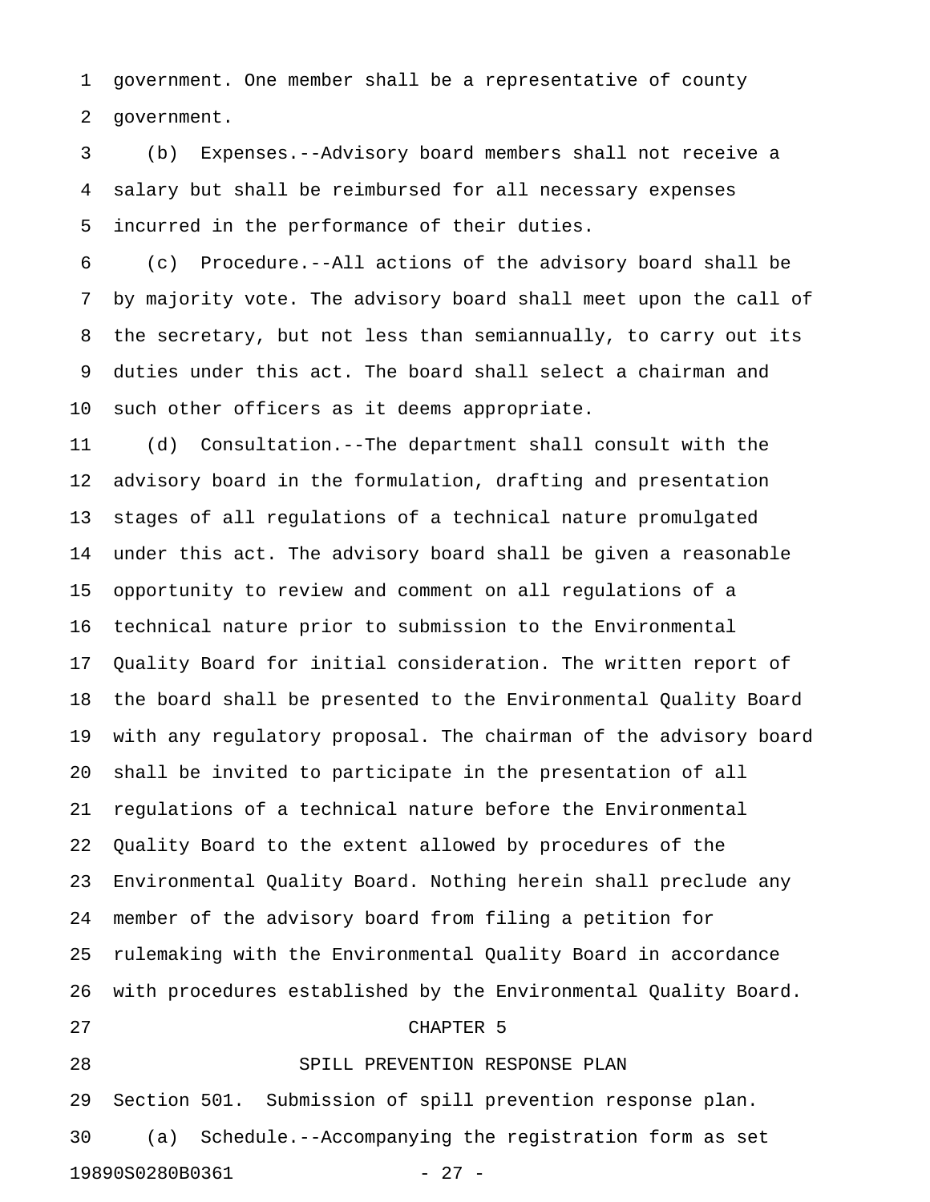government. One member shall be a representative of county government.

(b) Expenses.--Advisory board members shall not receive a salary but shall be reimbursed for all necessary expenses incurred in the performance of their duties.

(c) Procedure.--All actions of the advisory board shall be by majority vote. The advisory board shall meet upon the call of the secretary, but not less than semiannually, to carry out its duties under this act. The board shall select a chairman and such other officers as it deems appropriate.

(d) Consultation.--The department shall consult with the advisory board in the formulation, drafting and presentation stages of all regulations of a technical nature promulgated under this act. The advisory board shall be given a reasonable opportunity to review and comment on all regulations of a technical nature prior to submission to the Environmental Quality Board for initial consideration. The written report of the board shall be presented to the Environmental Quality Board with any regulatory proposal. The chairman of the advisory board shall be invited to participate in the presentation of all regulations of a technical nature before the Environmental Quality Board to the extent allowed by procedures of the Environmental Quality Board. Nothing herein shall preclude any member of the advisory board from filing a petition for rulemaking with the Environmental Quality Board in accordance with procedures established by the Environmental Quality Board.

## CHAPTER 5

## SPILL PREVENTION RESPONSE PLAN

Section 501. Submission of spill prevention response plan.

(a) Schedule.--Accompanying the registration form as set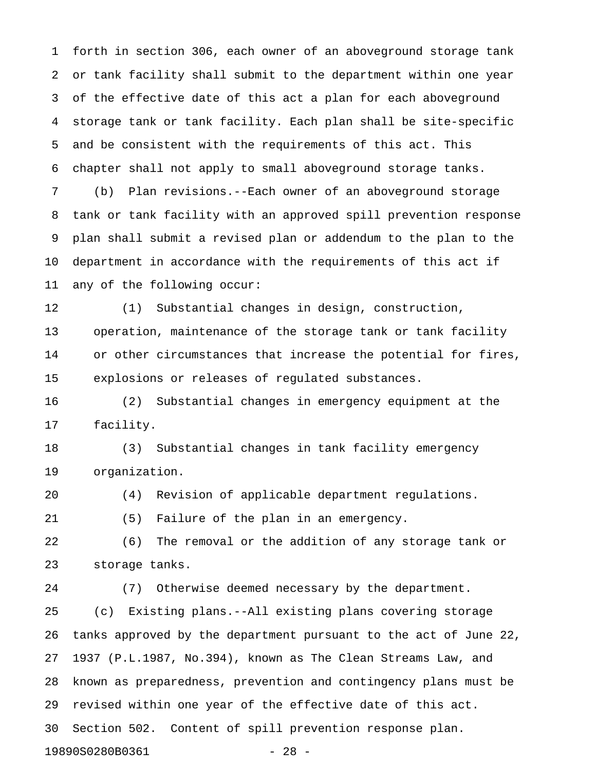forth in section 306, each owner of an aboveground storage tank or tank facility shall submit to the department within one year of the effective date of this act a plan for each aboveground storage tank or tank facility. Each plan shall be site-specific and be consistent with the requirements of this act. This chapter shall not apply to small aboveground storage tanks.

(b) Plan revisions.--Each owner of an aboveground storage tank or tank facility with an approved spill prevention response plan shall submit a revised plan or addendum to the plan to the department in accordance with the requirements of this act if any of the following occur:

(1) Substantial changes in design, construction, operation, maintenance of the storage tank or tank facility or other circumstances that increase the potential for fires, explosions or releases of regulated substances.

(2) Substantial changes in emergency equipment at the facility.

(3) Substantial changes in tank facility emergency organization.

(4) Revision of applicable department regulations.

(5) Failure of the plan in an emergency.

(6) The removal or the addition of any storage tank or storage tanks.

(7) Otherwise deemed necessary by the department.

(c) Existing plans.--All existing plans covering storage tanks approved by the department pursuant to the act of June 22, 1937 (P.L.1987, No.394), known as The Clean Streams Law, and known as preparedness, prevention and contingency plans must be revised within one year of the effective date of this act.

Section 502. Content of spill prevention response plan.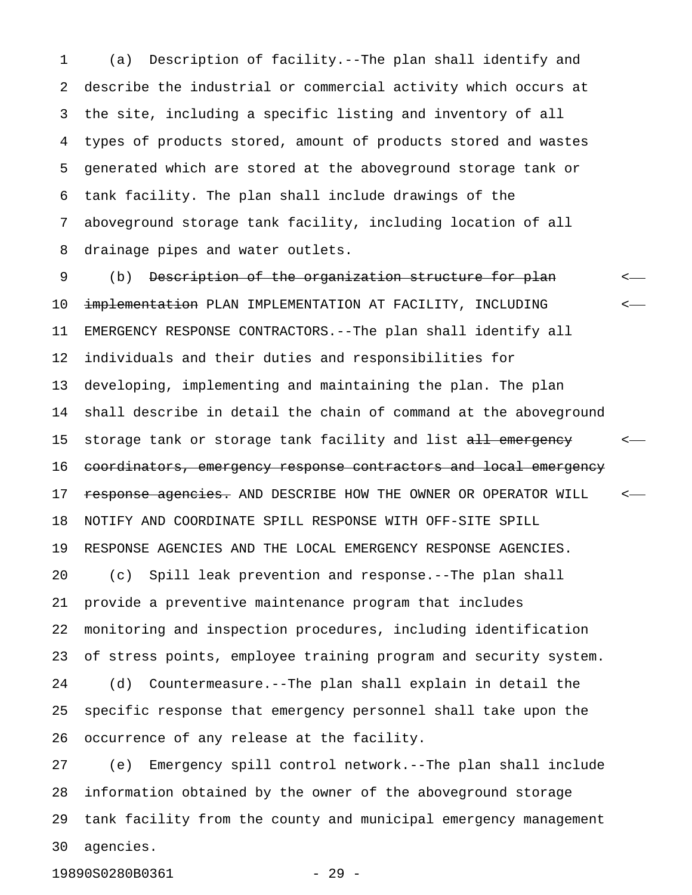(a) Description of facility.--The plan shall identify and describe the industrial or commercial activity which occurs at the site, including a specific listing and inventory of all types of products stored, amount of products stored and wastes generated which are stored at the aboveground storage tank or tank facility. The plan shall include drawings of the aboveground storage tank facility, including location of all drainage pipes and water outlets.

(b) ~~Description of the organization structure for plan implementation~~ PLAN IMPLEMENTATION AT FACILITY, INCLUDING EMERGENCY RESPONSE CONTRACTORS.--The plan shall identify all individuals and their duties and responsibilities for developing, implementing and maintaining the plan. The plan shall describe in detail the chain of command at the aboveground storage tank or storage tank facility and list ~~all emergency coordinators, emergency response contractors and local emergency response agencies.~~ AND DESCRIBE HOW THE OWNER OR OPERATOR WILL NOTIFY AND COORDINATE SPILL RESPONSE WITH OFF-SITE SPILL RESPONSE AGENCIES AND THE LOCAL EMERGENCY RESPONSE AGENCIES.

(c) Spill leak prevention and response.--The plan shall provide a preventive maintenance program that includes monitoring and inspection procedures, including identification of stress points, employee training program and security system.

(d) Countermeasure.--The plan shall explain in detail the specific response that emergency personnel shall take upon the occurrence of any release at the facility.

(e) Emergency spill control network.--The plan shall include information obtained by the owner of the aboveground storage tank facility from the county and municipal emergency management agencies.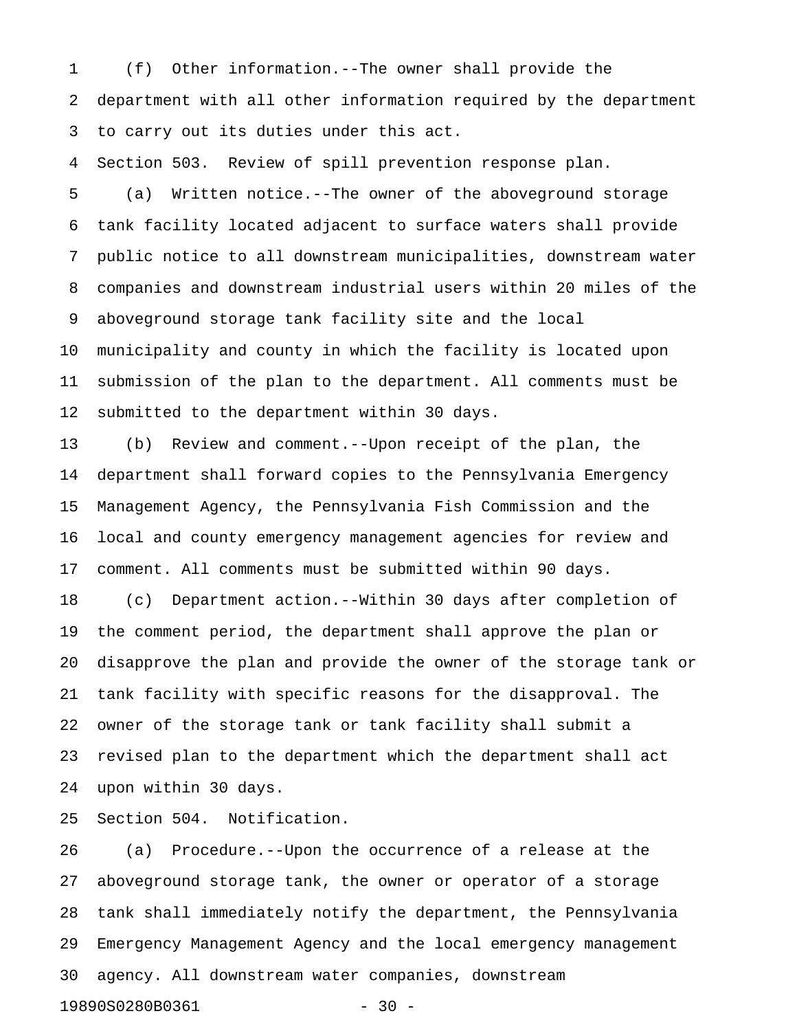(f) Other information.--The owner shall provide the department with all other information required by the department to carry out its duties under this act.

Section 503. Review of spill prevention response plan.

(a) Written notice.--The owner of the aboveground storage tank facility located adjacent to surface waters shall provide public notice to all downstream municipalities, downstream water companies and downstream industrial users within 20 miles of the aboveground storage tank facility site and the local municipality and county in which the facility is located upon submission of the plan to the department. All comments must be submitted to the department within 30 days.

(b) Review and comment.--Upon receipt of the plan, the department shall forward copies to the Pennsylvania Emergency Management Agency, the Pennsylvania Fish Commission and the local and county emergency management agencies for review and comment. All comments must be submitted within 90 days.

(c) Department action.--Within 30 days after completion of the comment period, the department shall approve the plan or disapprove the plan and provide the owner of the storage tank or tank facility with specific reasons for the disapproval. The owner of the storage tank or tank facility shall submit a revised plan to the department which the department shall act upon within 30 days.

Section 504. Notification.

(a) Procedure.--Upon the occurrence of a release at the aboveground storage tank, the owner or operator of a storage tank shall immediately notify the department, the Pennsylvania Emergency Management Agency and the local emergency management agency. All downstream water companies, downstream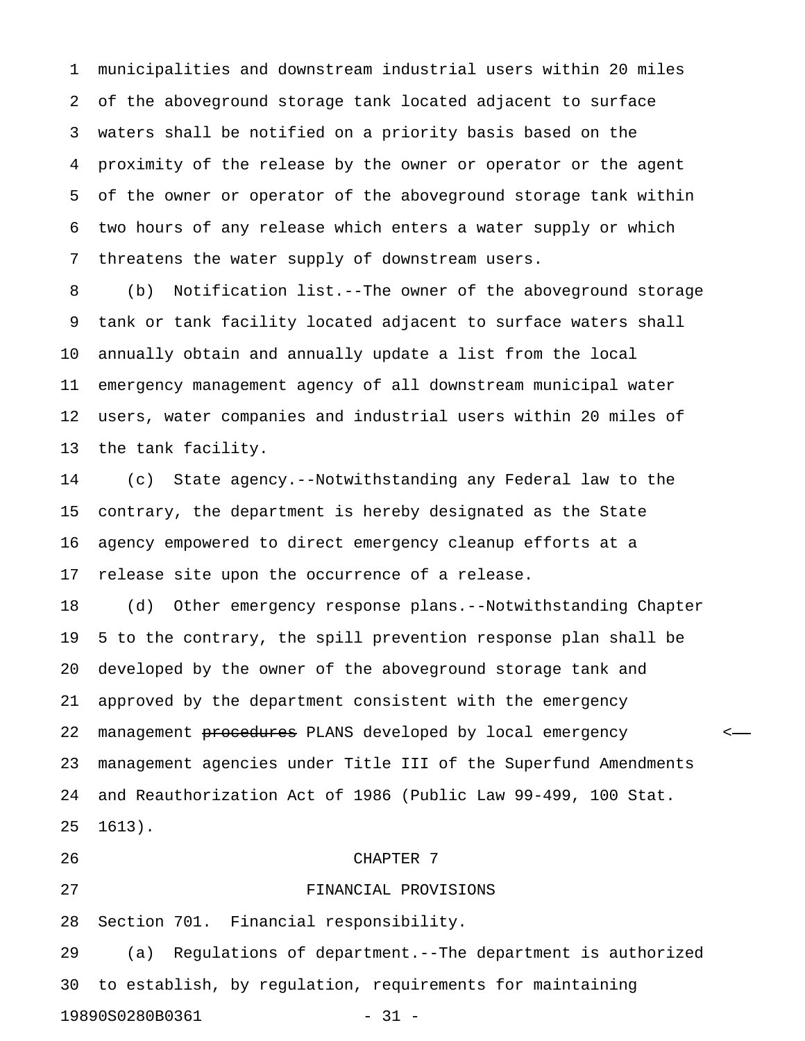municipalities and downstream industrial users within 20 miles of the aboveground storage tank located adjacent to surface waters shall be notified on a priority basis based on the proximity of the release by the owner or operator or the agent of the owner or operator of the aboveground storage tank within two hours of any release which enters a water supply or which threatens the water supply of downstream users.

(b) Notification list.--The owner of the aboveground storage tank or tank facility located adjacent to surface waters shall annually obtain and annually update a list from the local emergency management agency of all downstream municipal water users, water companies and industrial users within 20 miles of the tank facility.

(c) State agency.--Notwithstanding any Federal law to the contrary, the department is hereby designated as the State agency empowered to direct emergency cleanup efforts at a release site upon the occurrence of a release.

(d) Other emergency response plans.--Notwithstanding Chapter 5 to the contrary, the spill prevention response plan shall be developed by the owner of the aboveground storage tank and approved by the department consistent with the emergency management ~~procedures~~ PLANS developed by local emergency management agencies under Title III of the Superfund Amendments and Reauthorization Act of 1986 (Public Law 99-499, 100 Stat. 1613).

## CHAPTER 7

## FINANCIAL PROVISIONS

Section 701. Financial responsibility.

(a) Regulations of department.--The department is authorized to establish, by regulation, requirements for maintaining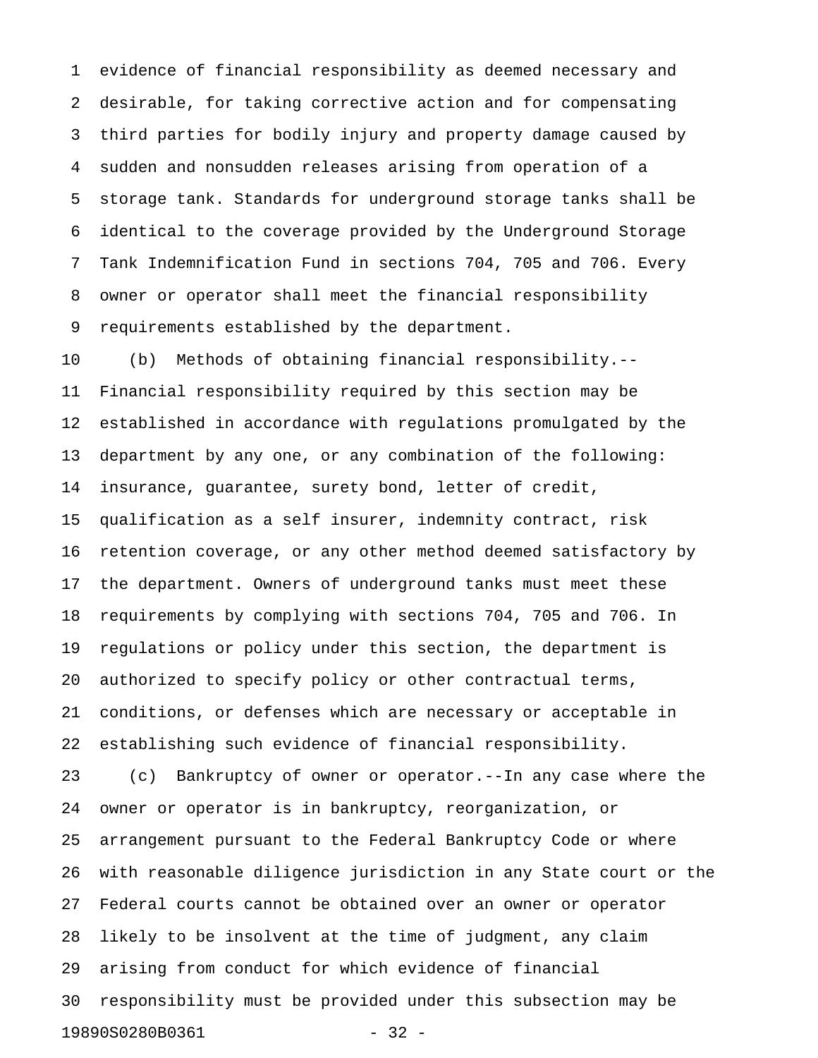evidence of financial responsibility as deemed necessary and desirable, for taking corrective action and for compensating third parties for bodily injury and property damage caused by sudden and nonsudden releases arising from operation of a storage tank. Standards for underground storage tanks shall be identical to the coverage provided by the Underground Storage Tank Indemnification Fund in sections 704, 705 and 706. Every owner or operator shall meet the financial responsibility requirements established by the department.

(b) Methods of obtaining financial responsibility.--Financial responsibility required by this section may be established in accordance with regulations promulgated by the department by any one, or any combination of the following: insurance, guarantee, surety bond, letter of credit, qualification as a self insurer, indemnity contract, risk retention coverage, or any other method deemed satisfactory by the department. Owners of underground tanks must meet these requirements by complying with sections 704, 705 and 706. In regulations or policy under this section, the department is authorized to specify policy or other contractual terms, conditions, or defenses which are necessary or acceptable in establishing such evidence of financial responsibility.

(c) Bankruptcy of owner or operator.--In any case where the owner or operator is in bankruptcy, reorganization, or arrangement pursuant to the Federal Bankruptcy Code or where with reasonable diligence jurisdiction in any State court or the Federal courts cannot be obtained over an owner or operator likely to be insolvent at the time of judgment, any claim arising from conduct for which evidence of financial responsibility must be provided under this subsection may be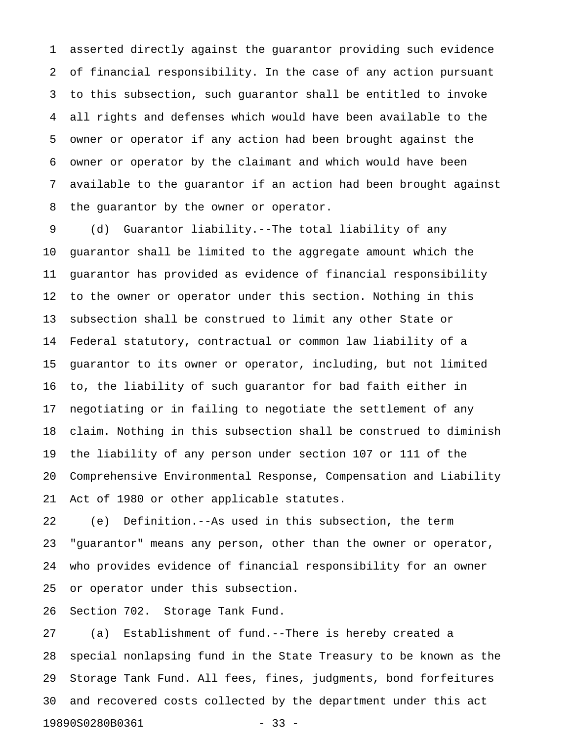asserted directly against the guarantor providing such evidence of financial responsibility. In the case of any action pursuant to this subsection, such guarantor shall be entitled to invoke all rights and defenses which would have been available to the owner or operator if any action had been brought against the owner or operator by the claimant and which would have been available to the guarantor if an action had been brought against the guarantor by the owner or operator.

(d) Guarantor liability.--The total liability of any guarantor shall be limited to the aggregate amount which the guarantor has provided as evidence of financial responsibility to the owner or operator under this section. Nothing in this subsection shall be construed to limit any other State or Federal statutory, contractual or common law liability of a guarantor to its owner or operator, including, but not limited to, the liability of such guarantor for bad faith either in negotiating or in failing to negotiate the settlement of any claim. Nothing in this subsection shall be construed to diminish the liability of any person under section 107 or 111 of the Comprehensive Environmental Response, Compensation and Liability Act of 1980 or other applicable statutes.

(e) Definition.--As used in this subsection, the term "guarantor" means any person, other than the owner or operator, who provides evidence of financial responsibility for an owner or operator under this subsection.

Section 702. Storage Tank Fund.

(a) Establishment of fund.--There is hereby created a special nonlapsing fund in the State Treasury to be known as the Storage Tank Fund. All fees, fines, judgments, bond forfeitures and recovered costs collected by the department under this act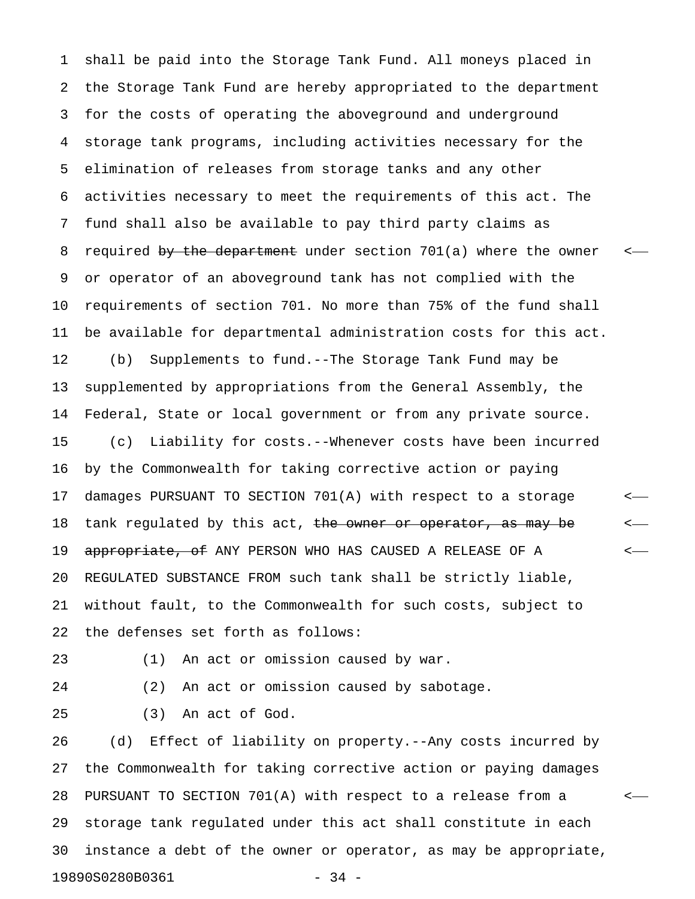shall be paid into the Storage Tank Fund. All moneys placed in the Storage Tank Fund are hereby appropriated to the department for the costs of operating the aboveground and underground storage tank programs, including activities necessary for the elimination of releases from storage tanks and any other activities necessary to meet the requirements of this act. The fund shall also be available to pay third party claims as required ~~by the department~~ under section 701(a) where the owner or operator of an aboveground tank has not complied with the requirements of section 701. No more than 75% of the fund shall be available for departmental administration costs for this act.

(b) Supplements to fund.--The Storage Tank Fund may be supplemented by appropriations from the General Assembly, the Federal, State or local government or from any private source.

(c) Liability for costs.--Whenever costs have been incurred by the Commonwealth for taking corrective action or paying damages PURSUANT TO SECTION 701(A) with respect to a storage tank regulated by this act, ~~the owner or operator, as may be appropriate, of~~ ANY PERSON WHO HAS CAUSED A RELEASE OF A REGULATED SUBSTANCE FROM such tank shall be strictly liable, without fault, to the Commonwealth for such costs, subject to the defenses set forth as follows:

(1) An act or omission caused by war.

(2) An act or omission caused by sabotage.

(3) An act of God.

(d) Effect of liability on property.--Any costs incurred by the Commonwealth for taking corrective action or paying damages PURSUANT TO SECTION 701(A) with respect to a release from a storage tank regulated under this act shall constitute in each instance a debt of the owner or operator, as may be appropriate,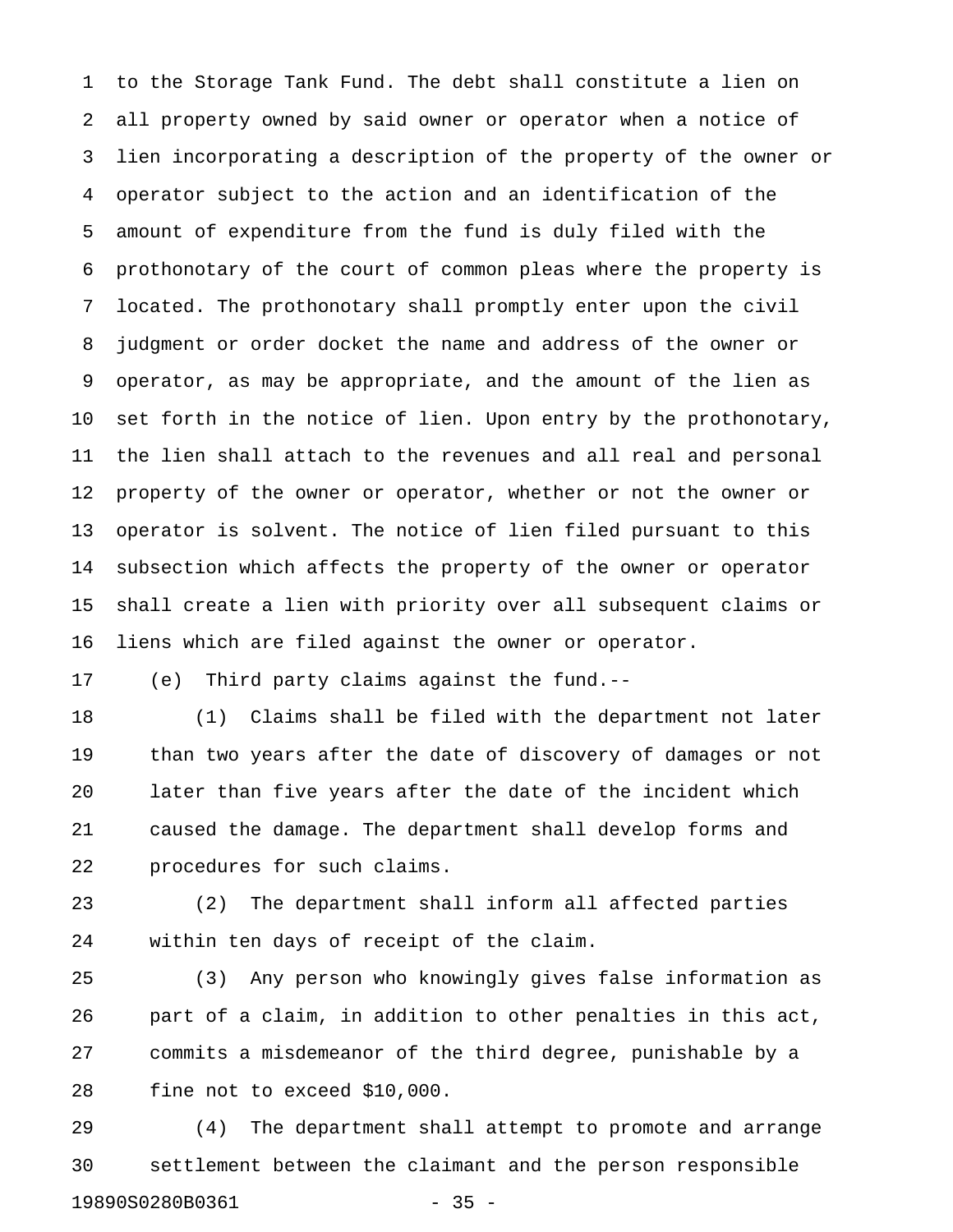to the Storage Tank Fund. The debt shall constitute a lien on all property owned by said owner or operator when a notice of lien incorporating a description of the property of the owner or operator subject to the action and an identification of the amount of expenditure from the fund is duly filed with the prothonotary of the court of common pleas where the property is located. The prothonotary shall promptly enter upon the civil judgment or order docket the name and address of the owner or operator, as may be appropriate, and the amount of the lien as set forth in the notice of lien. Upon entry by the prothonotary, the lien shall attach to the revenues and all real and personal property of the owner or operator, whether or not the owner or operator is solvent. The notice of lien filed pursuant to this subsection which affects the property of the owner or operator shall create a lien with priority over all subsequent claims or liens which are filed against the owner or operator.

(e) Third party claims against the fund.--

(1) Claims shall be filed with the department not later than two years after the date of discovery of damages or not later than five years after the date of the incident which caused the damage. The department shall develop forms and procedures for such claims.

(2) The department shall inform all affected parties within ten days of receipt of the claim.

(3) Any person who knowingly gives false information as part of a claim, in addition to other penalties in this act, commits a misdemeanor of the third degree, punishable by a fine not to exceed $10,000.

(4) The department shall attempt to promote and arrange settlement between the claimant and the person responsible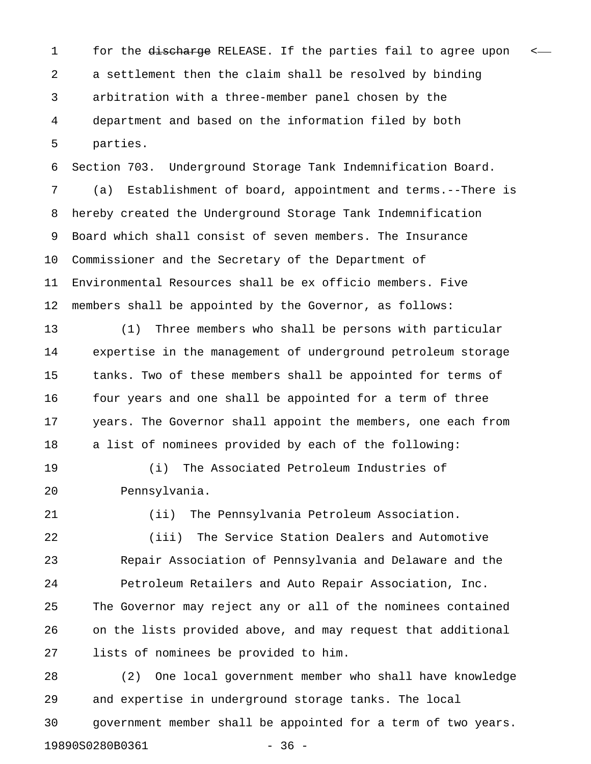for the ~~discharge~~ RELEASE. If the parties fail to agree upon a settlement then the claim shall be resolved by binding arbitration with a three-member panel chosen by the department and based on the information filed by both parties.

Section 703. Underground Storage Tank Indemnification Board.

(a) Establishment of board, appointment and terms.--There is hereby created the Underground Storage Tank Indemnification Board which shall consist of seven members. The Insurance Commissioner and the Secretary of the Department of Environmental Resources shall be ex officio members. Five members shall be appointed by the Governor, as follows:

(1) Three members who shall be persons with particular expertise in the management of underground petroleum storage tanks. Two of these members shall be appointed for terms of four years and one shall be appointed for a term of three years. The Governor shall appoint the members, one each from a list of nominees provided by each of the following:

(i) The Associated Petroleum Industries of Pennsylvania.

(ii) The Pennsylvania Petroleum Association.

(iii) The Service Station Dealers and Automotive Repair Association of Pennsylvania and Delaware and the Petroleum Retailers and Auto Repair Association, Inc.

The Governor may reject any or all of the nominees contained on the lists provided above, and may request that additional lists of nominees be provided to him.

(2) One local government member who shall have knowledge and expertise in underground storage tanks. The local government member shall be appointed for a term of two years.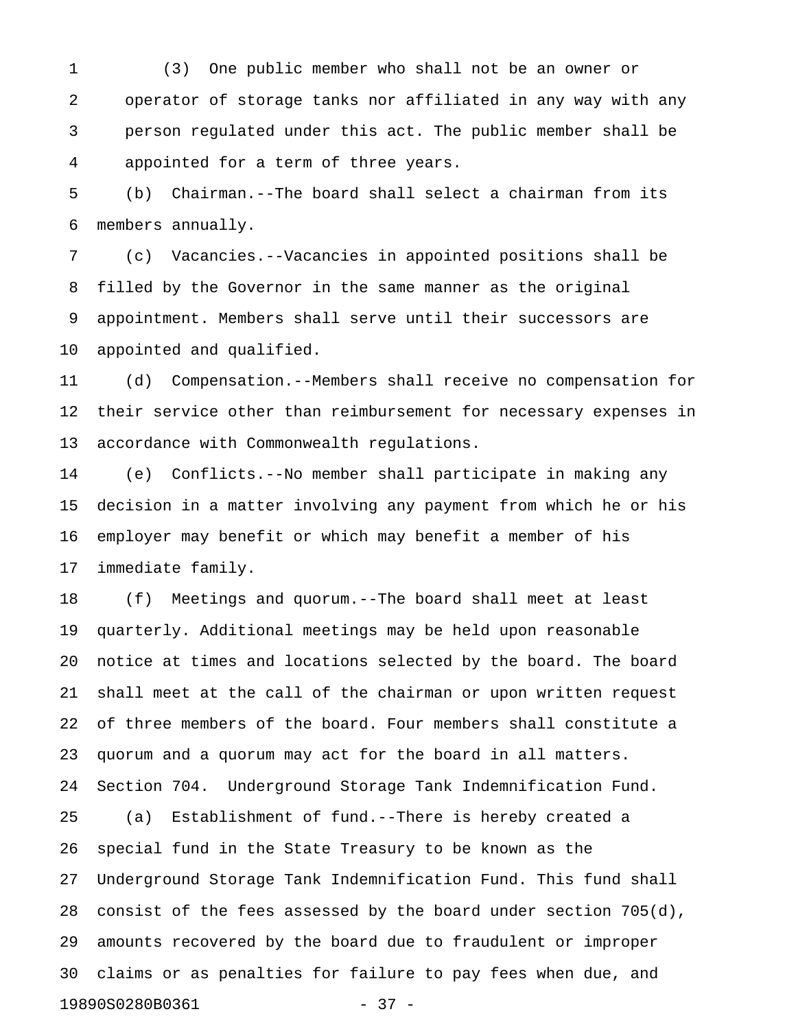(3) One public member who shall not be an owner or operator of storage tanks nor affiliated in any way with any person regulated under this act. The public member shall be appointed for a term of three years.

(b) Chairman.--The board shall select a chairman from its members annually.

(c) Vacancies.--Vacancies in appointed positions shall be filled by the Governor in the same manner as the original appointment. Members shall serve until their successors are appointed and qualified.

(d) Compensation.--Members shall receive no compensation for their service other than reimbursement for necessary expenses in accordance with Commonwealth regulations.

(e) Conflicts.--No member shall participate in making any decision in a matter involving any payment from which he or his employer may benefit or which may benefit a member of his immediate family.

(f) Meetings and quorum.--The board shall meet at least quarterly. Additional meetings may be held upon reasonable notice at times and locations selected by the board. The board shall meet at the call of the chairman or upon written request of three members of the board. Four members shall constitute a quorum and a quorum may act for the board in all matters.

Section 704. Underground Storage Tank Indemnification Fund.

(a) Establishment of fund.--There is hereby created a special fund in the State Treasury to be known as the Underground Storage Tank Indemnification Fund. This fund shall consist of the fees assessed by the board under section 705(d), amounts recovered by the board due to fraudulent or improper claims or as penalties for failure to pay fees when due, and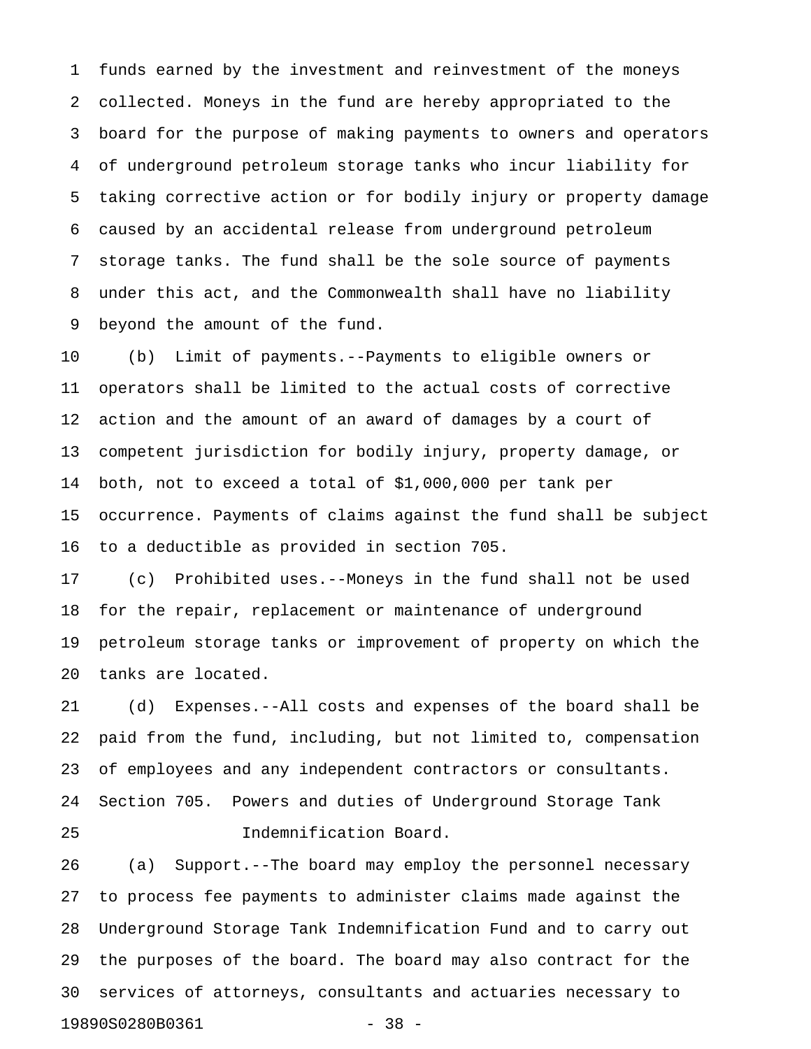funds earned by the investment and reinvestment of the moneys collected. Moneys in the fund are hereby appropriated to the board for the purpose of making payments to owners and operators of underground petroleum storage tanks who incur liability for taking corrective action or for bodily injury or property damage caused by an accidental release from underground petroleum storage tanks. The fund shall be the sole source of payments under this act, and the Commonwealth shall have no liability beyond the amount of the fund.

(b) Limit of payments.--Payments to eligible owners or operators shall be limited to the actual costs of corrective action and the amount of an award of damages by a court of competent jurisdiction for bodily injury, property damage, or both, not to exceed a total of $1,000,000 per tank per occurrence. Payments of claims against the fund shall be subject to a deductible as provided in section 705.

(c) Prohibited uses.--Moneys in the fund shall not be used for the repair, replacement or maintenance of underground petroleum storage tanks or improvement of property on which the tanks are located.

(d) Expenses.--All costs and expenses of the board shall be paid from the fund, including, but not limited to, compensation of employees and any independent contractors or consultants.

Section 705. Powers and duties of Underground Storage Tank Indemnification Board.

(a) Support.--The board may employ the personnel necessary to process fee payments to administer claims made against the Underground Storage Tank Indemnification Fund and to carry out the purposes of the board. The board may also contract for the services of attorneys, consultants and actuaries necessary to

19890S0280B0361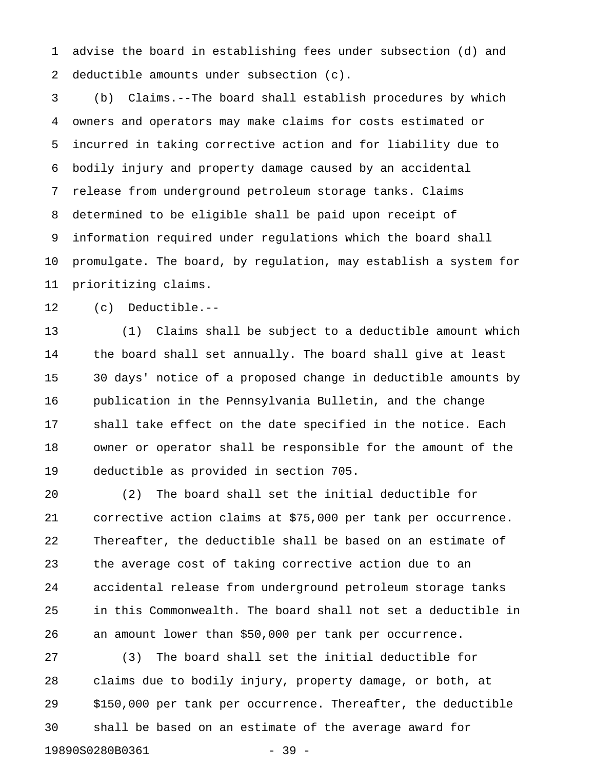advise the board in establishing fees under subsection (d) and deductible amounts under subsection (c).

(b) Claims.--The board shall establish procedures by which owners and operators may make claims for costs estimated or incurred in taking corrective action and for liability due to bodily injury and property damage caused by an accidental release from underground petroleum storage tanks. Claims determined to be eligible shall be paid upon receipt of information required under regulations which the board shall promulgate. The board, by regulation, may establish a system for prioritizing claims.

(c) Deductible.--

(1) Claims shall be subject to a deductible amount which the board shall set annually. The board shall give at least 30 days' notice of a proposed change in deductible amounts by publication in the Pennsylvania Bulletin, and the change shall take effect on the date specified in the notice. Each owner or operator shall be responsible for the amount of the deductible as provided in section 705.

(2) The board shall set the initial deductible for corrective action claims at $75,000 per tank per occurrence. Thereafter, the deductible shall be based on an estimate of the average cost of taking corrective action due to an accidental release from underground petroleum storage tanks in this Commonwealth. The board shall not set a deductible in an amount lower than $50,000 per tank per occurrence.

(3) The board shall set the initial deductible for claims due to bodily injury, property damage, or both, at $150,000 per tank per occurrence. Thereafter, the deductible shall be based on an estimate of the average award for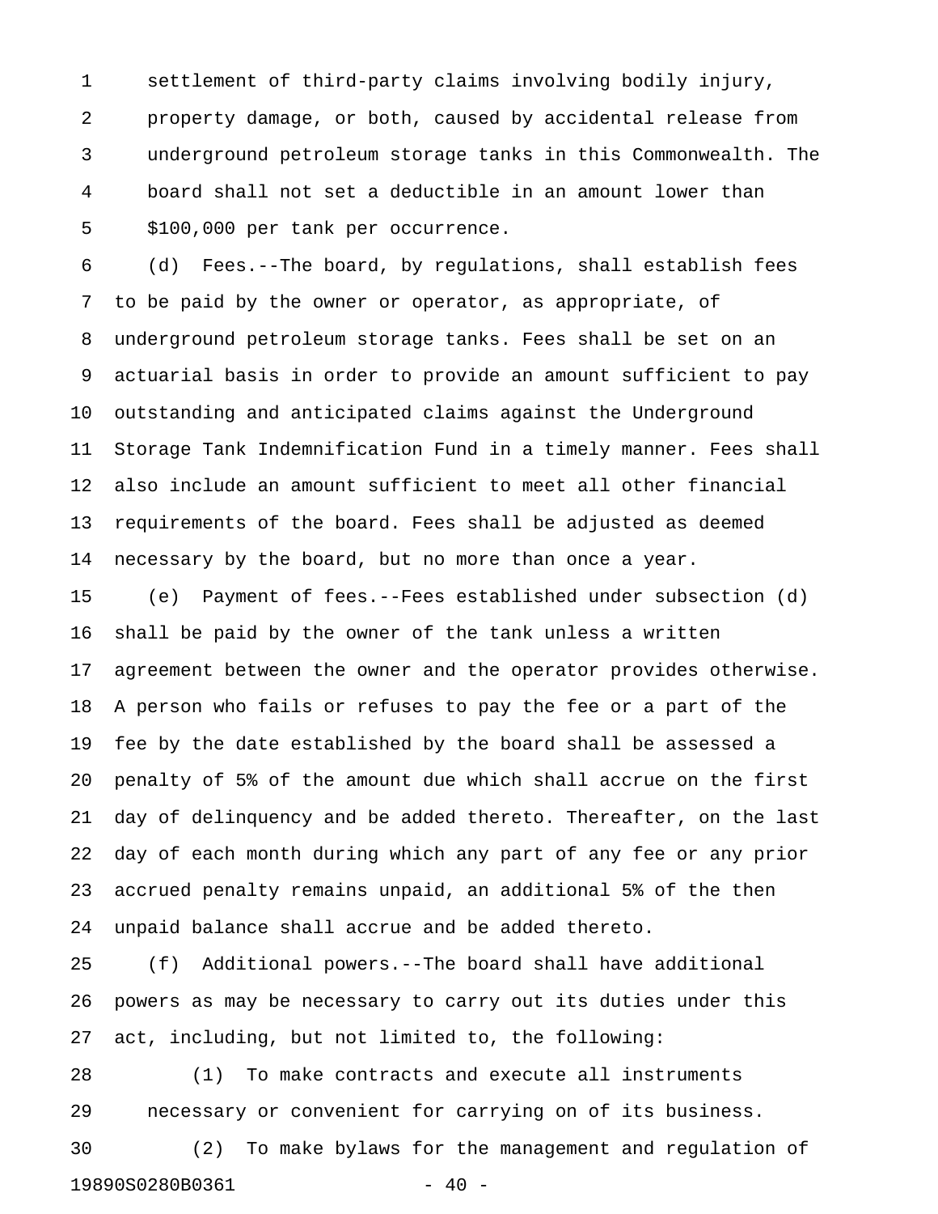settlement of third-party claims involving bodily injury, property damage, or both, caused by accidental release from underground petroleum storage tanks in this Commonwealth. The board shall not set a deductible in an amount lower than $100,000 per tank per occurrence.

(d) Fees.--The board, by regulations, shall establish fees to be paid by the owner or operator, as appropriate, of underground petroleum storage tanks. Fees shall be set on an actuarial basis in order to provide an amount sufficient to pay outstanding and anticipated claims against the Underground Storage Tank Indemnification Fund in a timely manner. Fees shall also include an amount sufficient to meet all other financial requirements of the board. Fees shall be adjusted as deemed necessary by the board, but no more than once a year.

(e) Payment of fees.--Fees established under subsection (d) shall be paid by the owner of the tank unless a written agreement between the owner and the operator provides otherwise. A person who fails or refuses to pay the fee or a part of the fee by the date established by the board shall be assessed a penalty of 5% of the amount due which shall accrue on the first day of delinquency and be added thereto. Thereafter, on the last day of each month during which any part of any fee or any prior accrued penalty remains unpaid, an additional 5% of the then unpaid balance shall accrue and be added thereto.

(f) Additional powers.--The board shall have additional powers as may be necessary to carry out its duties under this act, including, but not limited to, the following:

(1) To make contracts and execute all instruments necessary or convenient for carrying on of its business.

(2) To make bylaws for the management and regulation of

19890S0280B0361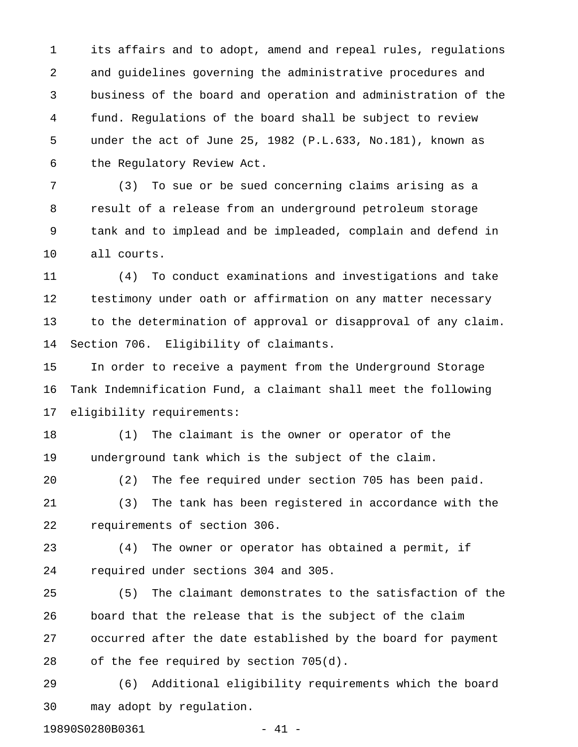its affairs and to adopt, amend and repeal rules, regulations and guidelines governing the administrative procedures and business of the board and operation and administration of the fund. Regulations of the board shall be subject to review under the act of June 25, 1982 (P.L.633, No.181), known as the Regulatory Review Act.

(3) To sue or be sued concerning claims arising as a result of a release from an underground petroleum storage tank and to implead and be impleaded, complain and defend in all courts.

(4) To conduct examinations and investigations and take testimony under oath or affirmation on any matter necessary to the determination of approval or disapproval of any claim.

Section 706. Eligibility of claimants.

In order to receive a payment from the Underground Storage Tank Indemnification Fund, a claimant shall meet the following eligibility requirements:

(1) The claimant is the owner or operator of the underground tank which is the subject of the claim.

(2) The fee required under section 705 has been paid.

(3) The tank has been registered in accordance with the requirements of section 306.

(4) The owner or operator has obtained a permit, if required under sections 304 and 305.

(5) The claimant demonstrates to the satisfaction of the board that the release that is the subject of the claim occurred after the date established by the board for payment of the fee required by section 705(d).

(6) Additional eligibility requirements which the board may adopt by regulation.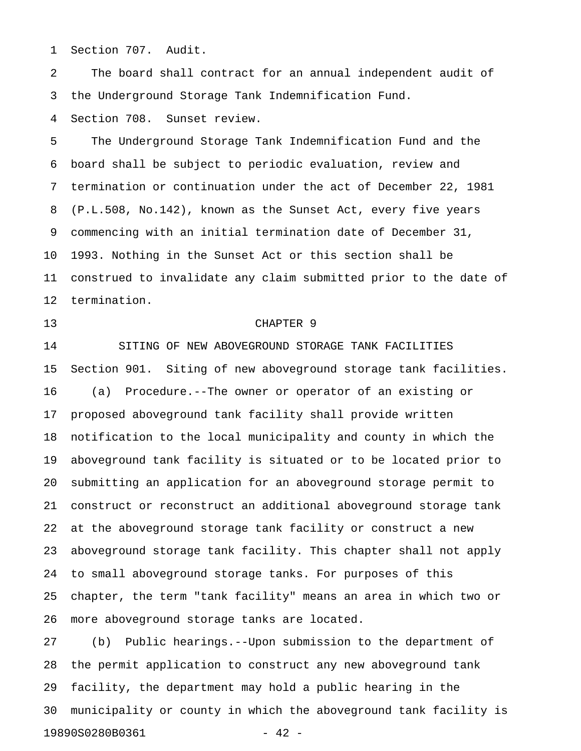Section 707. Audit.

The board shall contract for an annual independent audit of the Underground Storage Tank Indemnification Fund.

Section 708. Sunset review.

The Underground Storage Tank Indemnification Fund and the board shall be subject to periodic evaluation, review and termination or continuation under the act of December 22, 1981 (P.L.508, No.142), known as the Sunset Act, every five years commencing with an initial termination date of December 31, 1993. Nothing in the Sunset Act or this section shall be construed to invalidate any claim submitted prior to the date of termination.

## CHAPTER 9

## SITING OF NEW ABOVEGROUND STORAGE TANK FACILITIES

Section 901. Siting of new aboveground storage tank facilities.

(a) Procedure.--The owner or operator of an existing or proposed aboveground tank facility shall provide written notification to the local municipality and county in which the aboveground tank facility is situated or to be located prior to submitting an application for an aboveground storage permit to construct or reconstruct an additional aboveground storage tank at the aboveground storage tank facility or construct a new aboveground storage tank facility. This chapter shall not apply to small aboveground storage tanks. For purposes of this chapter, the term "tank facility" means an area in which two or more aboveground storage tanks are located.

(b) Public hearings.--Upon submission to the department of the permit application to construct any new aboveground tank facility, the department may hold a public hearing in the municipality or county in which the aboveground tank facility is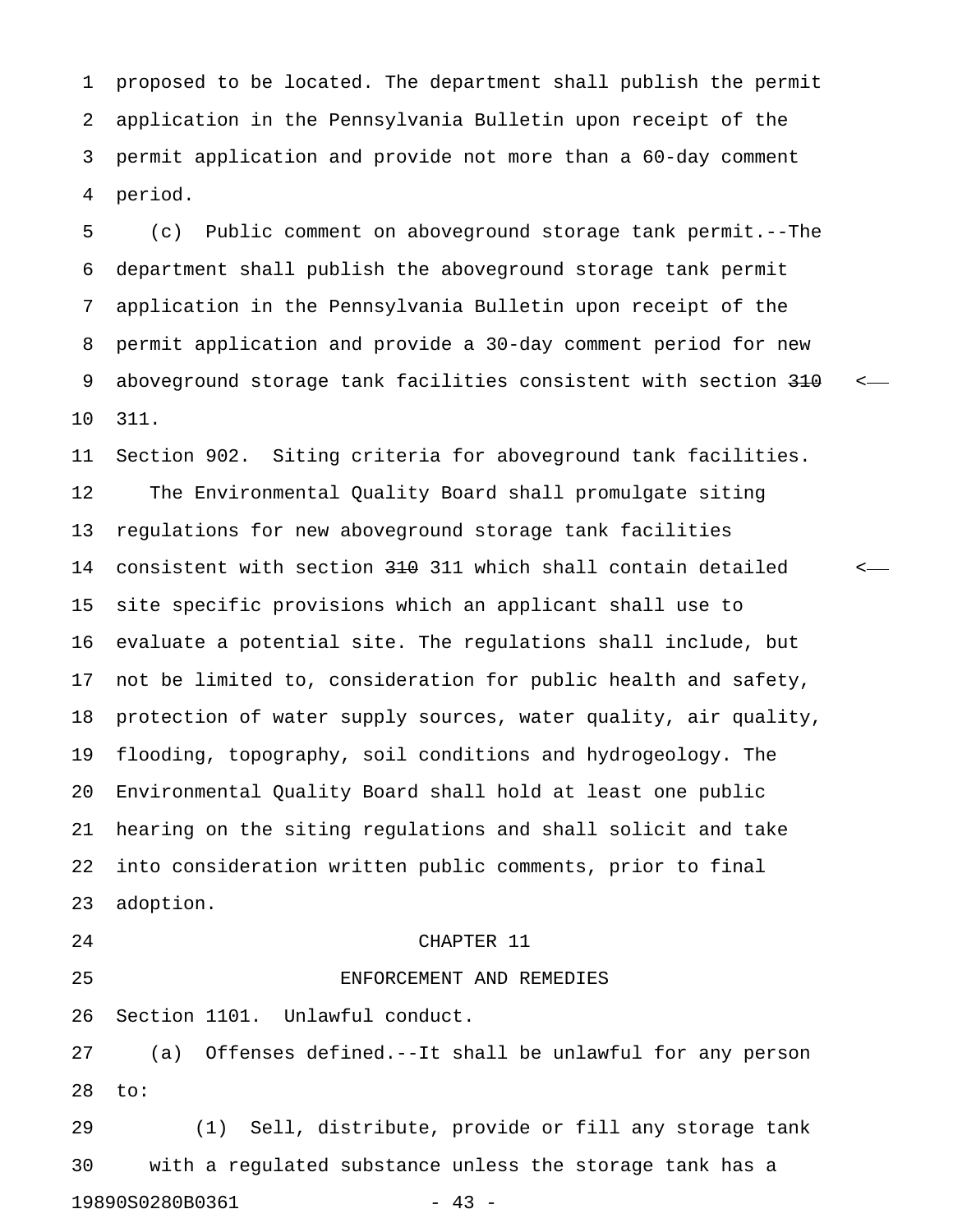proposed to be located. The department shall publish the permit application in the Pennsylvania Bulletin upon receipt of the permit application and provide not more than a 60-day comment period.

(c) Public comment on aboveground storage tank permit.--The department shall publish the aboveground storage tank permit application in the Pennsylvania Bulletin upon receipt of the permit application and provide a 30-day comment period for new aboveground storage tank facilities consistent with section ~~310~~ 311.

Section 902. Siting criteria for aboveground tank facilities.

The Environmental Quality Board shall promulgate siting regulations for new aboveground storage tank facilities consistent with section ~~310~~ 311 which shall contain detailed site specific provisions which an applicant shall use to evaluate a potential site. The regulations shall include, but not be limited to, consideration for public health and safety, protection of water supply sources, water quality, air quality, flooding, topography, soil conditions and hydrogeology. The Environmental Quality Board shall hold at least one public hearing on the siting regulations and shall solicit and take into consideration written public comments, prior to final adoption.

## CHAPTER 11
## ENFORCEMENT AND REMEDIES

Section 1101. Unlawful conduct.

(a) Offenses defined.--It shall be unlawful for any person to:

(1) Sell, distribute, provide or fill any storage tank with a regulated substance unless the storage tank has a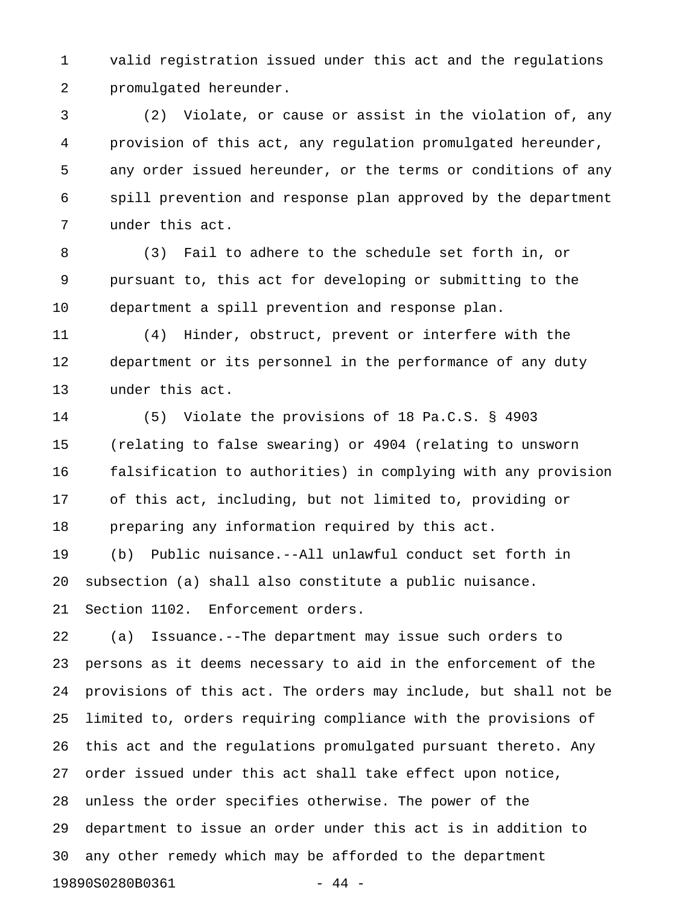valid registration issued under this act and the regulations promulgated hereunder.

(2) Violate, or cause or assist in the violation of, any provision of this act, any regulation promulgated hereunder, any order issued hereunder, or the terms or conditions of any spill prevention and response plan approved by the department under this act.

(3) Fail to adhere to the schedule set forth in, or pursuant to, this act for developing or submitting to the department a spill prevention and response plan.

(4) Hinder, obstruct, prevent or interfere with the department or its personnel in the performance of any duty under this act.

(5) Violate the provisions of 18 Pa.C.S. § 4903 (relating to false swearing) or 4904 (relating to unsworn falsification to authorities) in complying with any provision of this act, including, but not limited to, providing or preparing any information required by this act.

(b) Public nuisance.--All unlawful conduct set forth in subsection (a) shall also constitute a public nuisance.

Section 1102. Enforcement orders.

(a) Issuance.--The department may issue such orders to persons as it deems necessary to aid in the enforcement of the provisions of this act. The orders may include, but shall not be limited to, orders requiring compliance with the provisions of this act and the regulations promulgated pursuant thereto. Any order issued under this act shall take effect upon notice, unless the order specifies otherwise. The power of the department to issue an order under this act is in addition to any other remedy which may be afforded to the department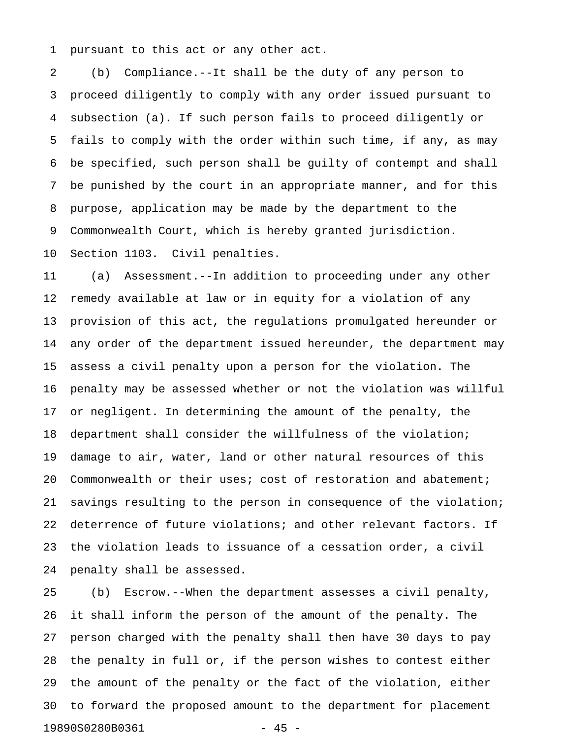pursuant to this act or any other act.

(b) Compliance.--It shall be the duty of any person to proceed diligently to comply with any order issued pursuant to subsection (a). If such person fails to proceed diligently or fails to comply with the order within such time, if any, as may be specified, such person shall be guilty of contempt and shall be punished by the court in an appropriate manner, and for this purpose, application may be made by the department to the Commonwealth Court, which is hereby granted jurisdiction.

Section 1103. Civil penalties.

(a) Assessment.--In addition to proceeding under any other remedy available at law or in equity for a violation of any provision of this act, the regulations promulgated hereunder or any order of the department issued hereunder, the department may assess a civil penalty upon a person for the violation. The penalty may be assessed whether or not the violation was willful or negligent. In determining the amount of the penalty, the department shall consider the willfulness of the violation; damage to air, water, land or other natural resources of this Commonwealth or their uses; cost of restoration and abatement; savings resulting to the person in consequence of the violation; deterrence of future violations; and other relevant factors. If the violation leads to issuance of a cessation order, a civil penalty shall be assessed.

(b) Escrow.--When the department assesses a civil penalty, it shall inform the person of the amount of the penalty. The person charged with the penalty shall then have 30 days to pay the penalty in full or, if the person wishes to contest either the amount of the penalty or the fact of the violation, either to forward the proposed amount to the department for placement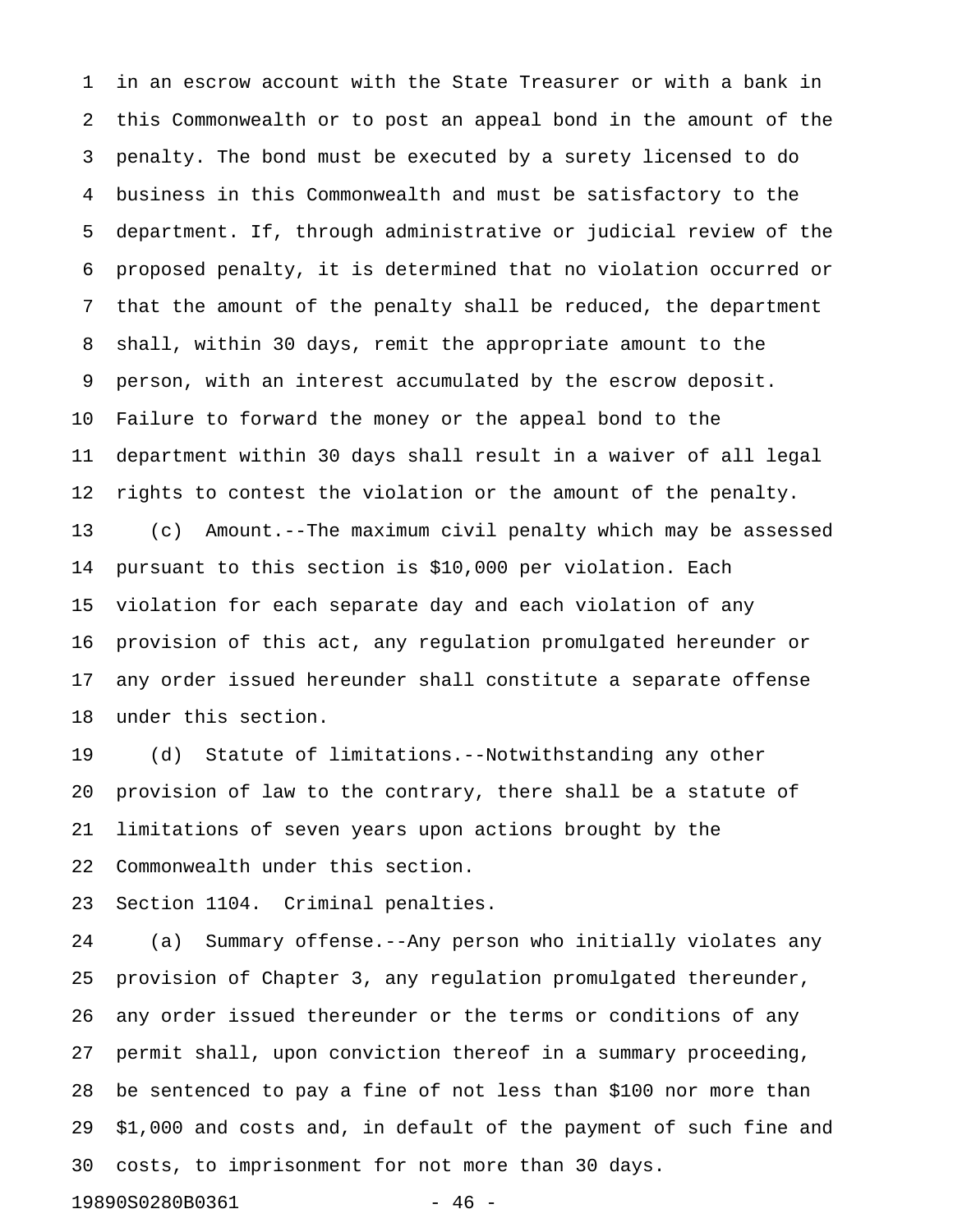in an escrow account with the State Treasurer or with a bank in this Commonwealth or to post an appeal bond in the amount of the penalty. The bond must be executed by a surety licensed to do business in this Commonwealth and must be satisfactory to the department. If, through administrative or judicial review of the proposed penalty, it is determined that no violation occurred or that the amount of the penalty shall be reduced, the department shall, within 30 days, remit the appropriate amount to the person, with an interest accumulated by the escrow deposit. Failure to forward the money or the appeal bond to the department within 30 days shall result in a waiver of all legal rights to contest the violation or the amount of the penalty.

(c) Amount.--The maximum civil penalty which may be assessed pursuant to this section is $10,000 per violation. Each violation for each separate day and each violation of any provision of this act, any regulation promulgated hereunder or any order issued hereunder shall constitute a separate offense under this section.

(d) Statute of limitations.--Notwithstanding any other provision of law to the contrary, there shall be a statute of limitations of seven years upon actions brought by the Commonwealth under this section.

Section 1104. Criminal penalties.

(a) Summary offense.--Any person who initially violates any provision of Chapter 3, any regulation promulgated thereunder, any order issued thereunder or the terms or conditions of any permit shall, upon conviction thereof in a summary proceeding, be sentenced to pay a fine of not less than $100 nor more than $1,000 and costs and, in default of the payment of such fine and costs, to imprisonment for not more than 30 days.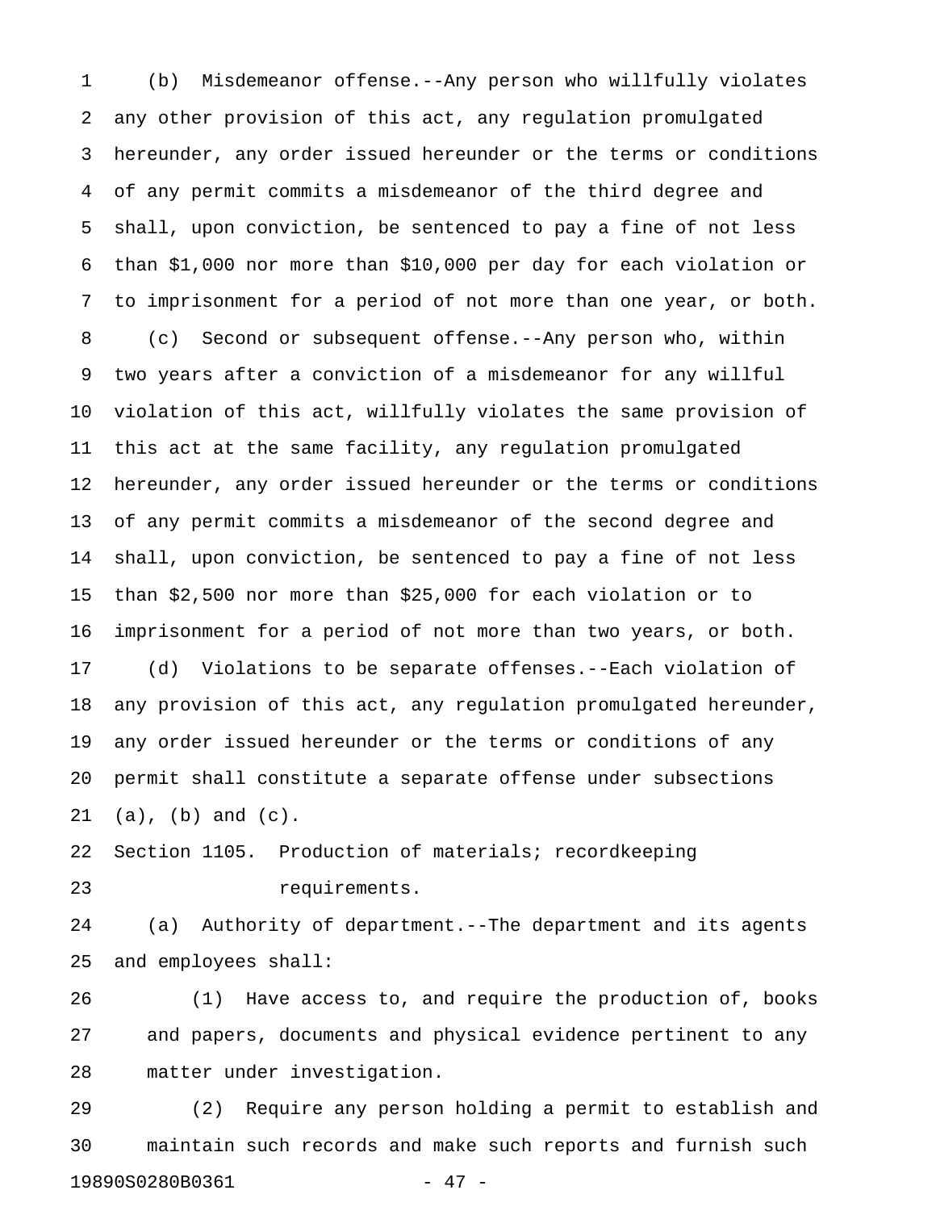(b) Misdemeanor offense.--Any person who willfully violates any other provision of this act, any regulation promulgated hereunder, any order issued hereunder or the terms or conditions of any permit commits a misdemeanor of the third degree and shall, upon conviction, be sentenced to pay a fine of not less than $1,000 nor more than $10,000 per day for each violation or to imprisonment for a period of not more than one year, or both.

(c) Second or subsequent offense.--Any person who, within two years after a conviction of a misdemeanor for any willful violation of this act, willfully violates the same provision of this act at the same facility, any regulation promulgated hereunder, any order issued hereunder or the terms or conditions of any permit commits a misdemeanor of the second degree and shall, upon conviction, be sentenced to pay a fine of not less than $2,500 nor more than $25,000 for each violation or to imprisonment for a period of not more than two years, or both.

(d) Violations to be separate offenses.--Each violation of any provision of this act, any regulation promulgated hereunder, any order issued hereunder or the terms or conditions of any permit shall constitute a separate offense under subsections (a), (b) and (c).

Section 1105. Production of materials; recordkeeping requirements.

(a) Authority of department.--The department and its agents and employees shall:

(1) Have access to, and require the production of, books and papers, documents and physical evidence pertinent to any matter under investigation.

(2) Require any person holding a permit to establish and maintain such records and make such reports and furnish such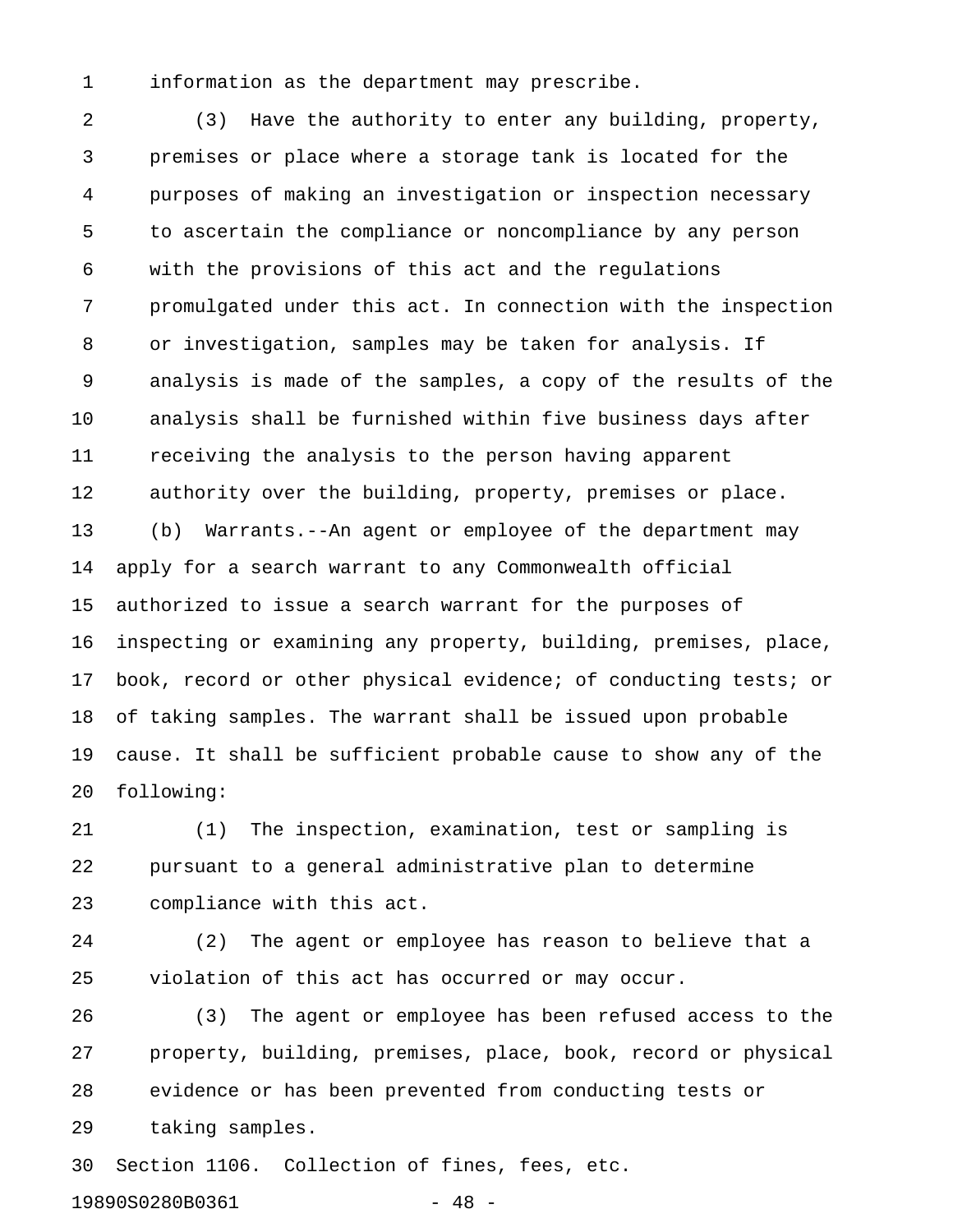information as the department may prescribe.

(3) Have the authority to enter any building, property, premises or place where a storage tank is located for the purposes of making an investigation or inspection necessary to ascertain the compliance or noncompliance by any person with the provisions of this act and the regulations promulgated under this act. In connection with the inspection or investigation, samples may be taken for analysis. If analysis is made of the samples, a copy of the results of the analysis shall be furnished within five business days after receiving the analysis to the person having apparent authority over the building, property, premises or place.

(b) Warrants.--An agent or employee of the department may apply for a search warrant to any Commonwealth official authorized to issue a search warrant for the purposes of inspecting or examining any property, building, premises, place, book, record or other physical evidence; of conducting tests; or of taking samples. The warrant shall be issued upon probable cause. It shall be sufficient probable cause to show any of the following:

(1) The inspection, examination, test or sampling is pursuant to a general administrative plan to determine compliance with this act.

(2) The agent or employee has reason to believe that a violation of this act has occurred or may occur.

(3) The agent or employee has been refused access to the property, building, premises, place, book, record or physical evidence or has been prevented from conducting tests or taking samples.

Section 1106. Collection of fines, fees, etc.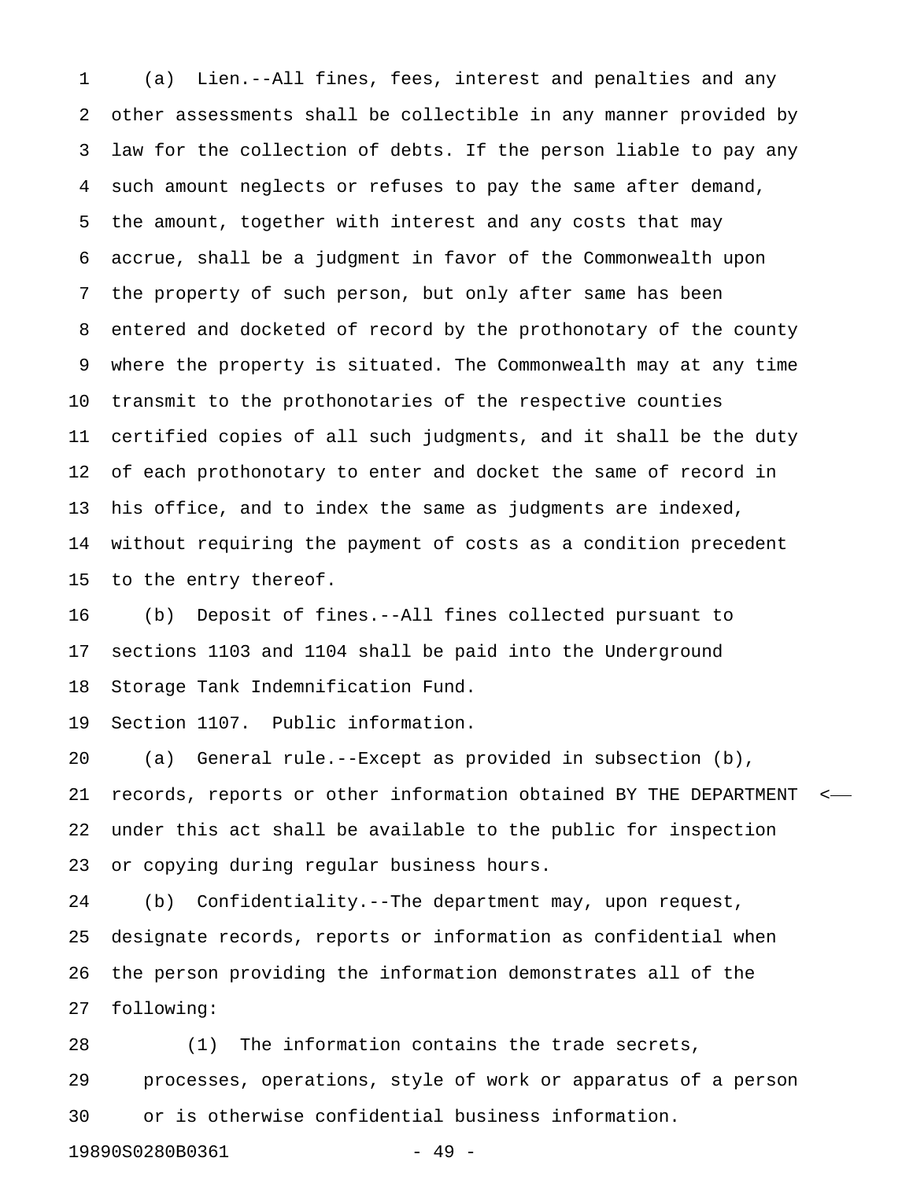(a) Lien.--All fines, fees, interest and penalties and any other assessments shall be collectible in any manner provided by law for the collection of debts. If the person liable to pay any such amount neglects or refuses to pay the same after demand, the amount, together with interest and any costs that may accrue, shall be a judgment in favor of the Commonwealth upon the property of such person, but only after same has been entered and docketed of record by the prothonotary of the county where the property is situated. The Commonwealth may at any time transmit to the prothonotaries of the respective counties certified copies of all such judgments, and it shall be the duty of each prothonotary to enter and docket the same of record in his office, and to index the same as judgments are indexed, without requiring the payment of costs as a condition precedent to the entry thereof.

(b) Deposit of fines.--All fines collected pursuant to sections 1103 and 1104 shall be paid into the Underground Storage Tank Indemnification Fund.

Section 1107. Public information.

(a) General rule.--Except as provided in subsection (b), records, reports or other information obtained BY THE DEPARTMENT under this act shall be available to the public for inspection or copying during regular business hours.

(b) Confidentiality.--The department may, upon request, designate records, reports or information as confidential when the person providing the information demonstrates all of the following:

(1) The information contains the trade secrets, processes, operations, style of work or apparatus of a person or is otherwise confidential business information.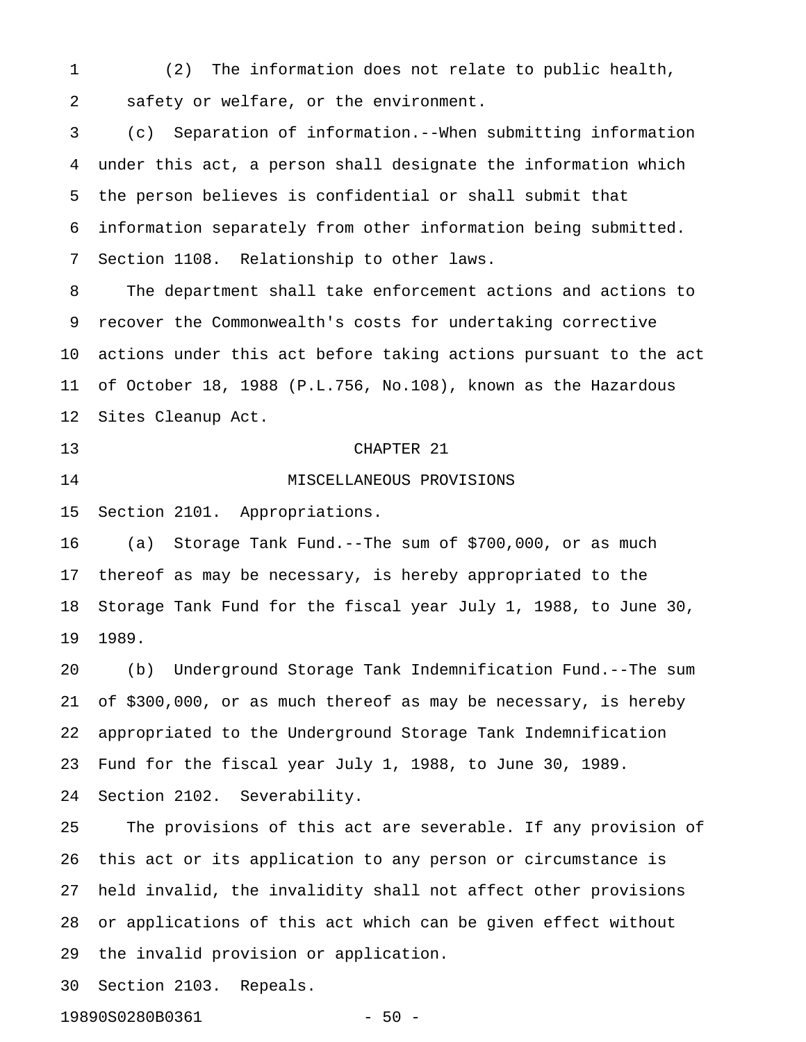(2) The information does not relate to public health, safety or welfare, or the environment.

(c) Separation of information.--When submitting information under this act, a person shall designate the information which the person believes is confidential or shall submit that information separately from other information being submitted.

Section 1108. Relationship to other laws.

The department shall take enforcement actions and actions to recover the Commonwealth's costs for undertaking corrective actions under this act before taking actions pursuant to the act of October 18, 1988 (P.L.756, No.108), known as the Hazardous Sites Cleanup Act.

## CHAPTER 21

## MISCELLANEOUS PROVISIONS

Section 2101. Appropriations.

(a) Storage Tank Fund.--The sum of $700,000, or as much thereof as may be necessary, is hereby appropriated to the Storage Tank Fund for the fiscal year July 1, 1988, to June 30, 1989.

(b) Underground Storage Tank Indemnification Fund.--The sum of $300,000, or as much thereof as may be necessary, is hereby appropriated to the Underground Storage Tank Indemnification Fund for the fiscal year July 1, 1988, to June 30, 1989.

Section 2102. Severability.

The provisions of this act are severable. If any provision of this act or its application to any person or circumstance is held invalid, the invalidity shall not affect other provisions or applications of this act which can be given effect without the invalid provision or application.

Section 2103. Repeals.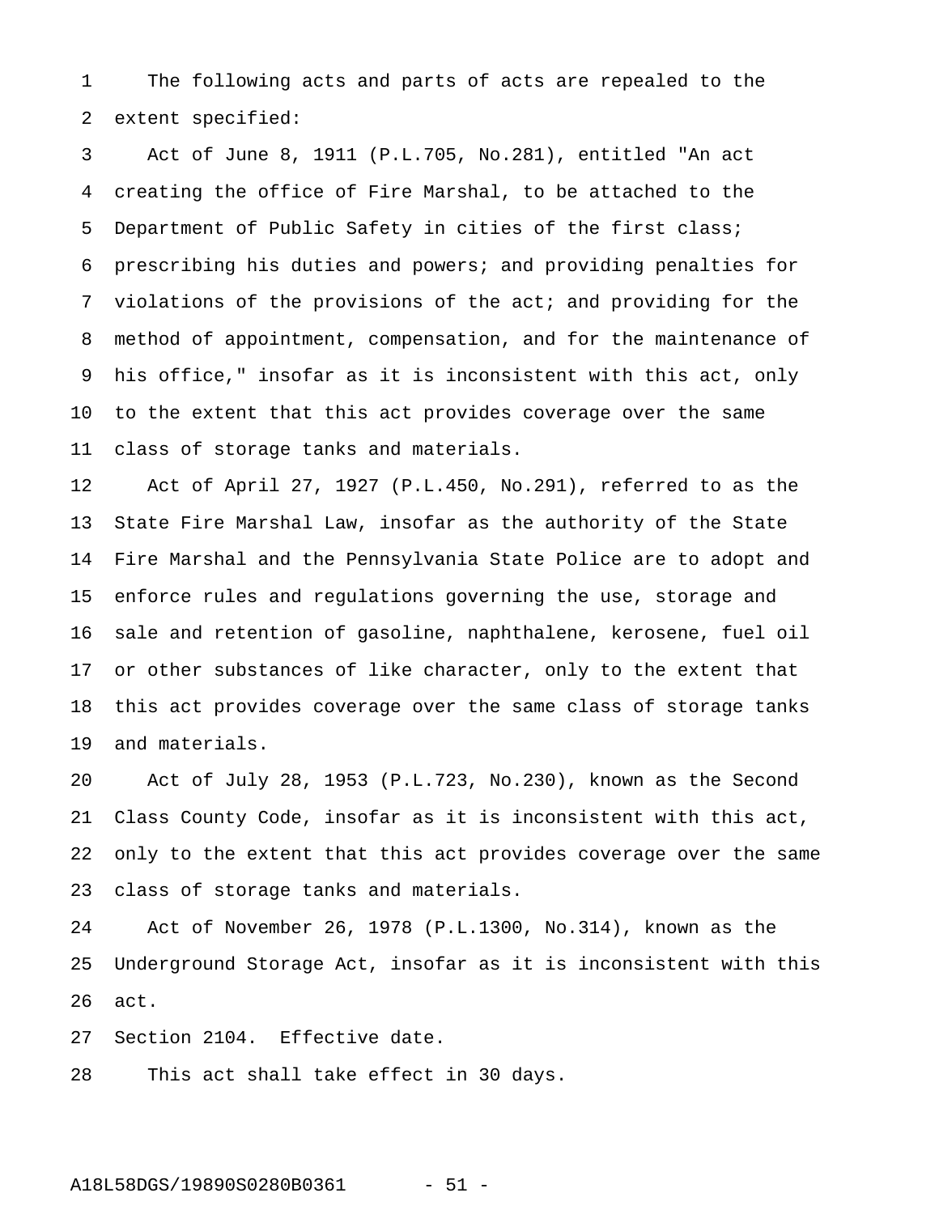The following acts and parts of acts are repealed to the extent specified:

Act of June 8, 1911 (P.L.705, No.281), entitled "An act creating the office of Fire Marshal, to be attached to the Department of Public Safety in cities of the first class; prescribing his duties and powers; and providing penalties for violations of the provisions of the act; and providing for the method of appointment, compensation, and for the maintenance of his office," insofar as it is inconsistent with this act, only to the extent that this act provides coverage over the same class of storage tanks and materials.

Act of April 27, 1927 (P.L.450, No.291), referred to as the State Fire Marshal Law, insofar as the authority of the State Fire Marshal and the Pennsylvania State Police are to adopt and enforce rules and regulations governing the use, storage and sale and retention of gasoline, naphthalene, kerosene, fuel oil or other substances of like character, only to the extent that this act provides coverage over the same class of storage tanks and materials.

Act of July 28, 1953 (P.L.723, No.230), known as the Second Class County Code, insofar as it is inconsistent with this act, only to the extent that this act provides coverage over the same class of storage tanks and materials.

Act of November 26, 1978 (P.L.1300, No.314), known as the Underground Storage Act, insofar as it is inconsistent with this act.

Section 2104. Effective date.

This act shall take effect in 30 days.